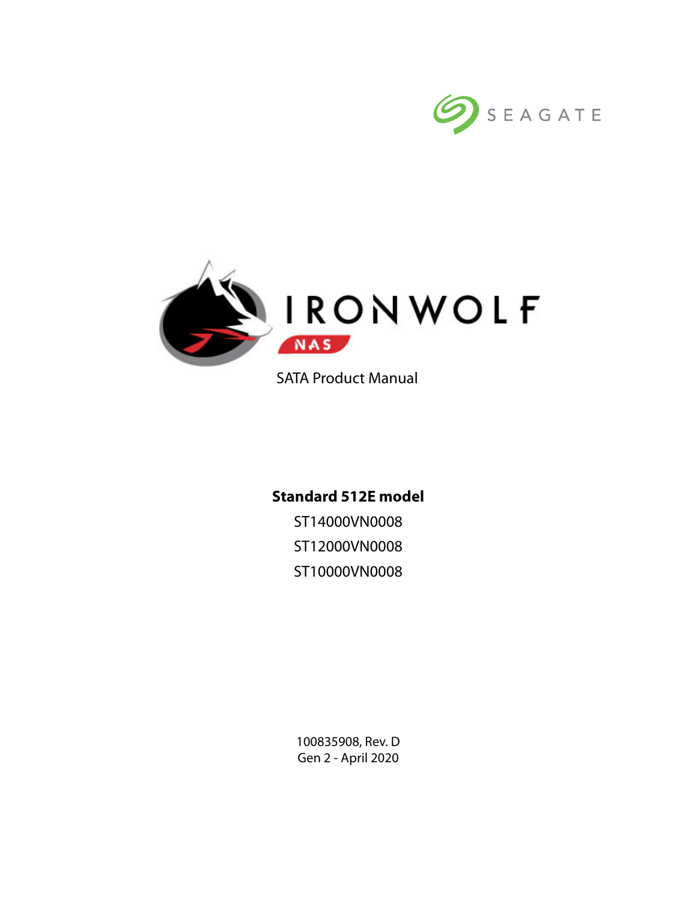SEAGATE

# IRONWOLF NAS

SATA Product Manual

**Standard 512E model**

ST14000VN0008

ST12000VN0008

ST10000VN0008

100835908, Rev. D

Gen 2 - April 2020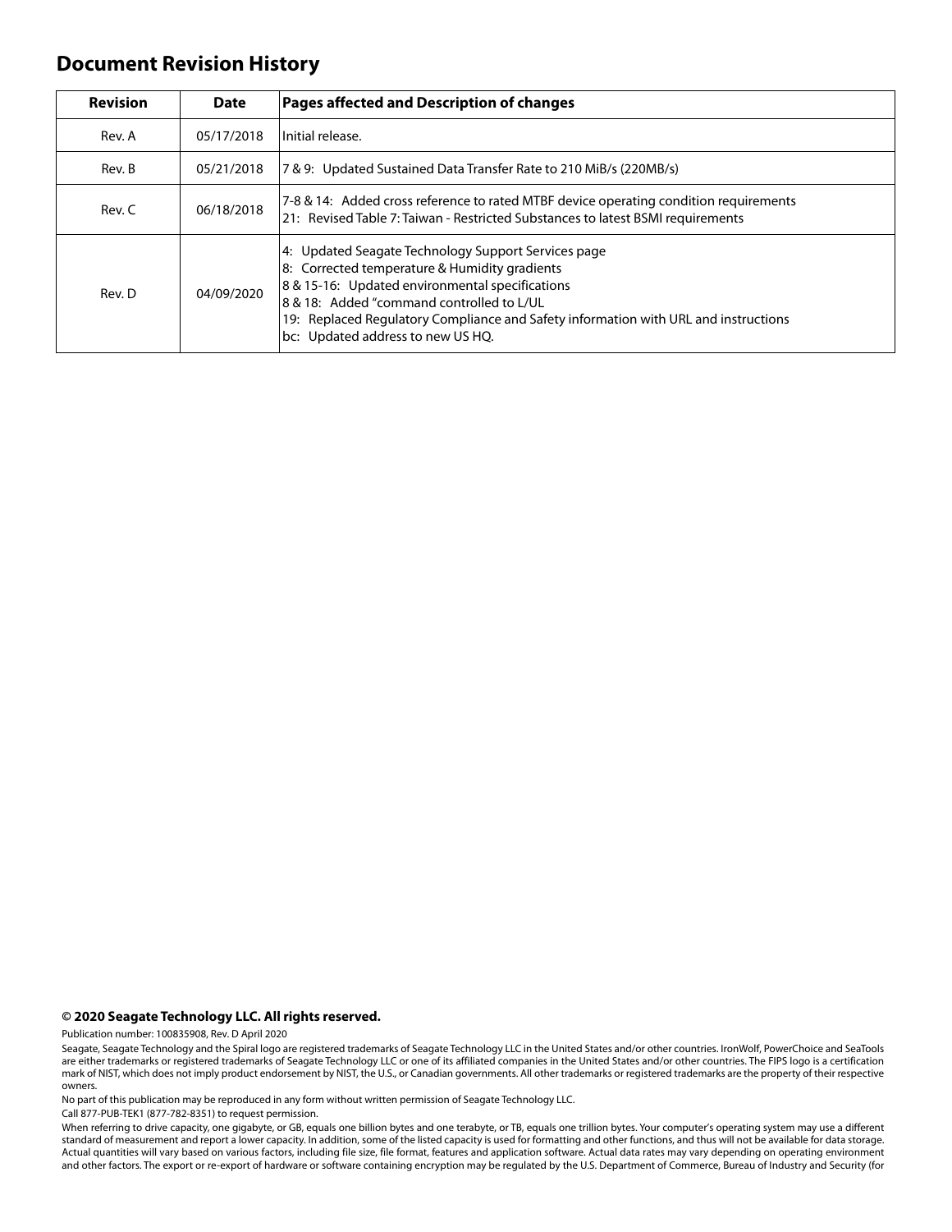# Document Revision History

| Revision | Date | Pages affected and Description of changes |
|---|---|---|
| Rev. A | 05/17/2018 | Initial release. |
| Rev. B | 05/21/2018 | 7 & 9: Updated Sustained Data Transfer Rate to 210 MiB/s (220MB/s) |
| Rev. C | 06/18/2018 | 7-8 & 14: Added cross reference to rated MTBF device operating condition requirements<br>21: Revised Table 7: Taiwan - Restricted Substances to latest BSMI requirements |
| Rev. D | 04/09/2020 | 4: Updated Seagate Technology Support Services page<br>8: Corrected temperature & Humidity gradients<br>8 & 15-16: Updated environmental specifications<br>8 & 18: Added "command controlled to L/UL<br>19: Replaced Regulatory Compliance and Safety information with URL and instructions<br>bc: Updated address to new US HQ. |

**© 2020 Seagate Technology LLC. All rights reserved.**

Publication number: 100835908, Rev. D April 2020

Seagate, Seagate Technology and the Spiral logo are registered trademarks of Seagate Technology LLC in the United States and/or other countries. IronWolf, PowerChoice and SeaTools are either trademarks or registered trademarks of Seagate Technology LLC or one of its affiliated companies in the United States and/or other countries. The FIPS logo is a certification mark of NIST, which does not imply product endorsement by NIST, the U.S., or Canadian governments. All other trademarks or registered trademarks are the property of their respective owners.

No part of this publication may be reproduced in any form without written permission of Seagate Technology LLC.

Call 877-PUB-TEK1 (877-782-8351) to request permission.

When referring to drive capacity, one gigabyte, or GB, equals one billion bytes and one terabyte, or TB, equals one trillion bytes. Your computer's operating system may use a different standard of measurement and report a lower capacity. In addition, some of the listed capacity is used for formatting and other functions, and thus will not be available for data storage. Actual quantities will vary based on various factors, including file size, file format, features and application software. Actual data rates may vary depending on operating environment and other factors. The export or re-export of hardware or software containing encryption may be regulated by the U.S. Department of Commerce, Bureau of Industry and Security (for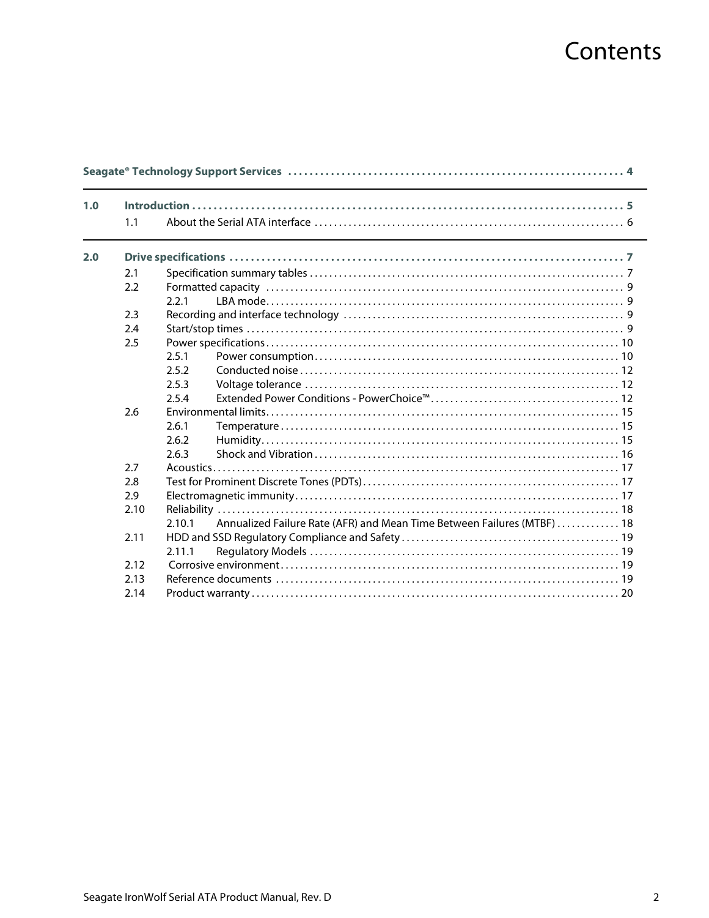# Contents

**Seagate® Technology Support Services** .......... 4

**1.0 Introduction** .......... 5

- 1.1 About the Serial ATA interface .......... 6

**2.0 Drive specifications** .......... 7

- 2.1 Specification summary tables .......... 7
- 2.2 Formatted capacity .......... 9
  - 2.2.1 LBA mode .......... 9
- 2.3 Recording and interface technology .......... 9
- 2.4 Start/stop times .......... 9
- 2.5 Power specifications .......... 10
  - 2.5.1 Power consumption .......... 10
  - 2.5.2 Conducted noise .......... 12
  - 2.5.3 Voltage tolerance .......... 12
  - 2.5.4 Extended Power Conditions - PowerChoice™ .......... 12
- 2.6 Environmental limits .......... 15
  - 2.6.1 Temperature .......... 15
  - 2.6.2 Humidity .......... 15
  - 2.6.3 Shock and Vibration .......... 16
- 2.7 Acoustics .......... 17
- 2.8 Test for Prominent Discrete Tones (PDTs) .......... 17
- 2.9 Electromagnetic immunity .......... 17
- 2.10 Reliability .......... 18
  - 2.10.1 Annualized Failure Rate (AFR) and Mean Time Between Failures (MTBF) .......... 18
- 2.11 HDD and SSD Regulatory Compliance and Safety .......... 19
  - 2.11.1 Regulatory Models .......... 19
- 2.12 Corrosive environment .......... 19
- 2.13 Reference documents .......... 19
- 2.14 Product warranty .......... 20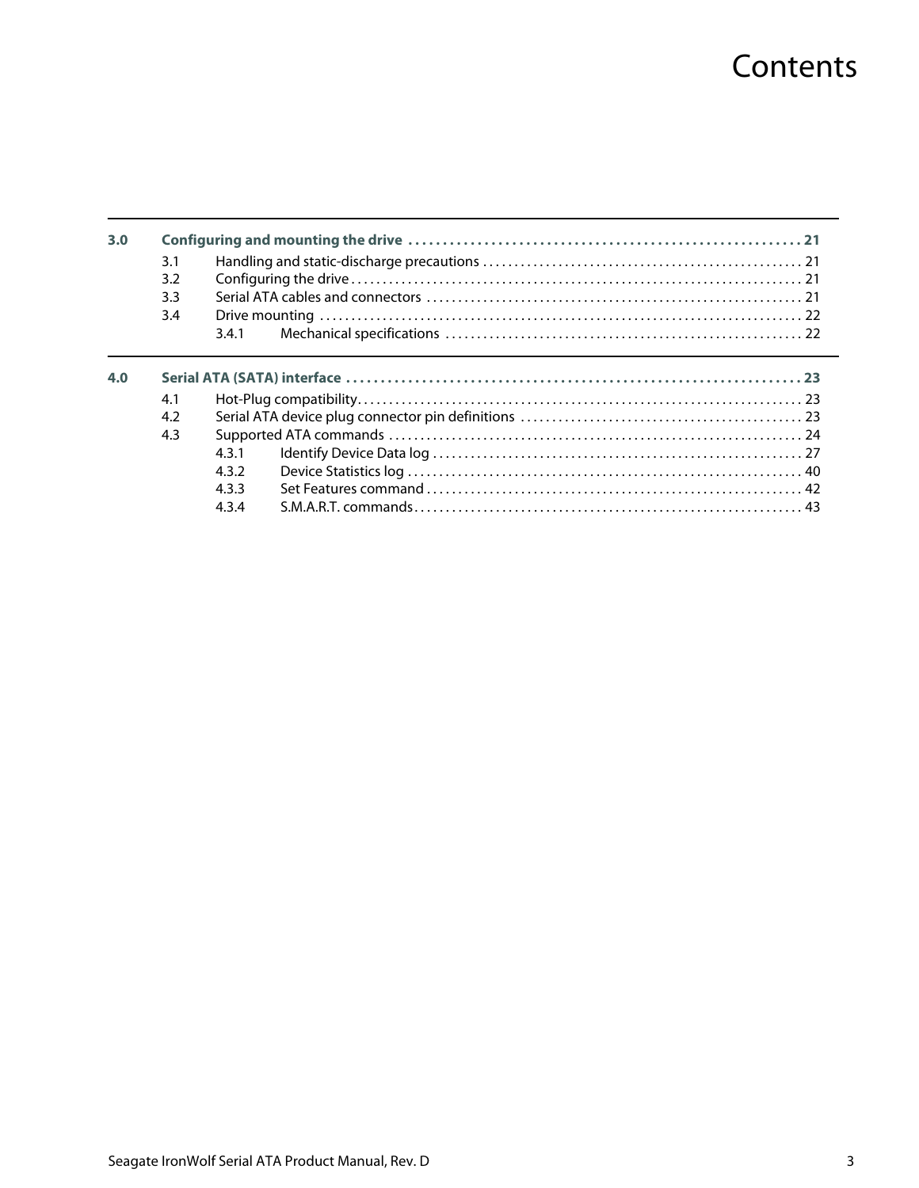# Contents

**3.0 Configuring and mounting the drive . . . . . . . . . . . . . . . . . . . . . . . . . . . . . . . . . . . . . . . . . . . . . . . . . . . . . . 21**

- 3.1 Handling and static-discharge precautions . . . . . . . . . . . . . . . . . . . . . . . . . . . . . . . . . . . . . . . . . . . . . . . . . . 21
- 3.2 Configuring the drive . . . . . . . . . . . . . . . . . . . . . . . . . . . . . . . . . . . . . . . . . . . . . . . . . . . . . . . . . . . . . . . . . . . . . . . 21
- 3.3 Serial ATA cables and connectors . . . . . . . . . . . . . . . . . . . . . . . . . . . . . . . . . . . . . . . . . . . . . . . . . . . . . . . . . . 21
- 3.4 Drive mounting . . . . . . . . . . . . . . . . . . . . . . . . . . . . . . . . . . . . . . . . . . . . . . . . . . . . . . . . . . . . . . . . . . . . . . . . . . . 22
  - 3.4.1 Mechanical specifications . . . . . . . . . . . . . . . . . . . . . . . . . . . . . . . . . . . . . . . . . . . . . . . . . . . . . . . . 22

**4.0 Serial ATA (SATA) interface . . . . . . . . . . . . . . . . . . . . . . . . . . . . . . . . . . . . . . . . . . . . . . . . . . . . . . . . . . . . . . . . . . 23**

- 4.1 Hot-Plug compatibility. . . . . . . . . . . . . . . . . . . . . . . . . . . . . . . . . . . . . . . . . . . . . . . . . . . . . . . . . . . . . . . . . . . . . . 23
- 4.2 Serial ATA device plug connector pin definitions . . . . . . . . . . . . . . . . . . . . . . . . . . . . . . . . . . . . . . . . . . . . 23
- 4.3 Supported ATA commands . . . . . . . . . . . . . . . . . . . . . . . . . . . . . . . . . . . . . . . . . . . . . . . . . . . . . . . . . . . . . . . . . 24
  - 4.3.1 Identify Device Data log . . . . . . . . . . . . . . . . . . . . . . . . . . . . . . . . . . . . . . . . . . . . . . . . . . . . . . . . . . 27
  - 4.3.2 Device Statistics log . . . . . . . . . . . . . . . . . . . . . . . . . . . . . . . . . . . . . . . . . . . . . . . . . . . . . . . . . . . . . . 40
  - 4.3.3 Set Features command . . . . . . . . . . . . . . . . . . . . . . . . . . . . . . . . . . . . . . . . . . . . . . . . . . . . . . . . . . . 42
  - 4.3.4 S.M.A.R.T. commands . . . . . . . . . . . . . . . . . . . . . . . . . . . . . . . . . . . . . . . . . . . . . . . . . . . . . . . . . . . . . 43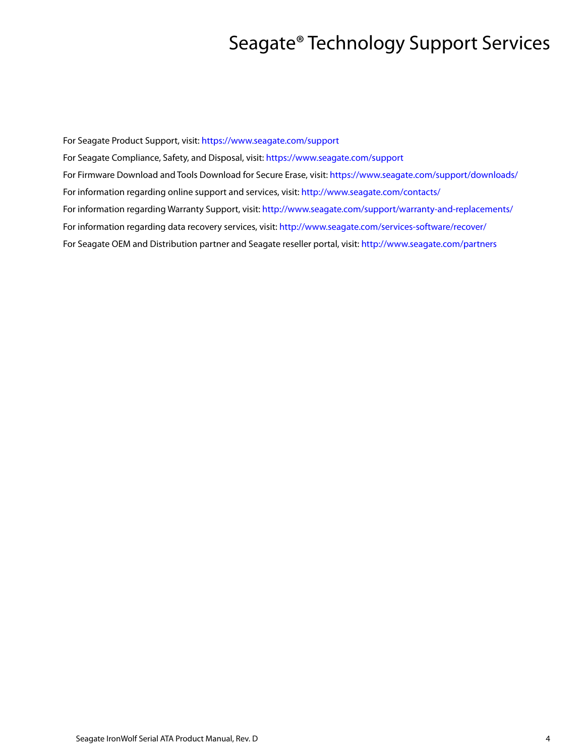# Seagate® Technology Support Services

For Seagate Product Support, visit: https://www.seagate.com/support

For Seagate Compliance, Safety, and Disposal, visit: https://www.seagate.com/support

For Firmware Download and Tools Download for Secure Erase, visit: https://www.seagate.com/support/downloads/

For information regarding online support and services, visit: http://www.seagate.com/contacts/

For information regarding Warranty Support, visit: http://www.seagate.com/support/warranty-and-replacements/

For information regarding data recovery services, visit: http://www.seagate.com/services-software/recover/

For Seagate OEM and Distribution partner and Seagate reseller portal, visit: http://www.seagate.com/partners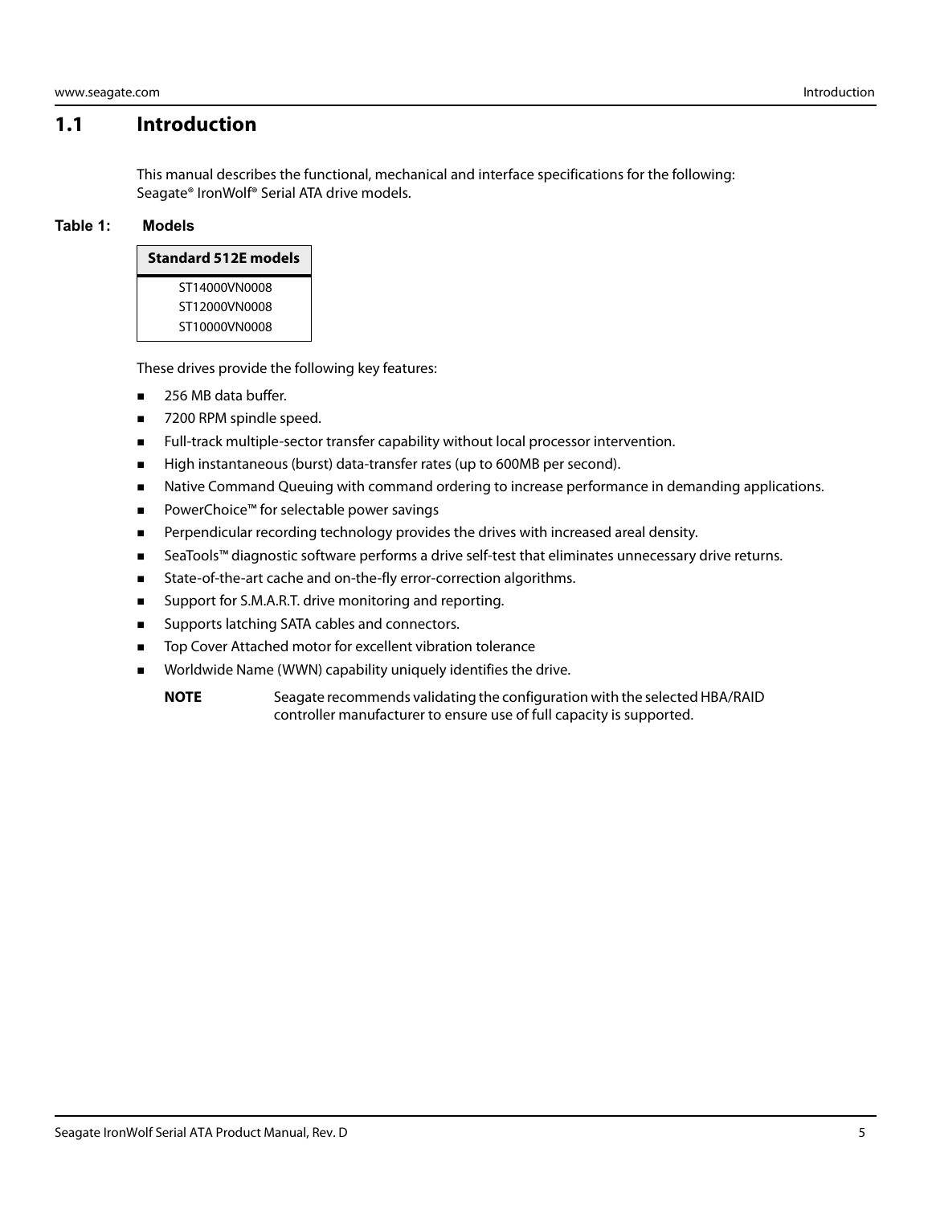## 1.1 Introduction

This manual describes the functional, mechanical and interface specifications for the following: Seagate® IronWolf® Serial ATA drive models.

**Table 1: Models**

| Standard 512E models |
| --- |
| ST14000VN0008 |
| ST12000VN0008 |
| ST10000VN0008 |

These drives provide the following key features:

- 256 MB data buffer.
- 7200 RPM spindle speed.
- Full-track multiple-sector transfer capability without local processor intervention.
- High instantaneous (burst) data-transfer rates (up to 600MB per second).
- Native Command Queuing with command ordering to increase performance in demanding applications.
- PowerChoice™ for selectable power savings
- Perpendicular recording technology provides the drives with increased areal density.
- SeaTools™ diagnostic software performs a drive self-test that eliminates unnecessary drive returns.
- State-of-the-art cache and on-the-fly error-correction algorithms.
- Support for S.M.A.R.T. drive monitoring and reporting.
- Supports latching SATA cables and connectors.
- Top Cover Attached motor for excellent vibration tolerance
- Worldwide Name (WWN) capability uniquely identifies the drive.

**NOTE** Seagate recommends validating the configuration with the selected HBA/RAID controller manufacturer to ensure use of full capacity is supported.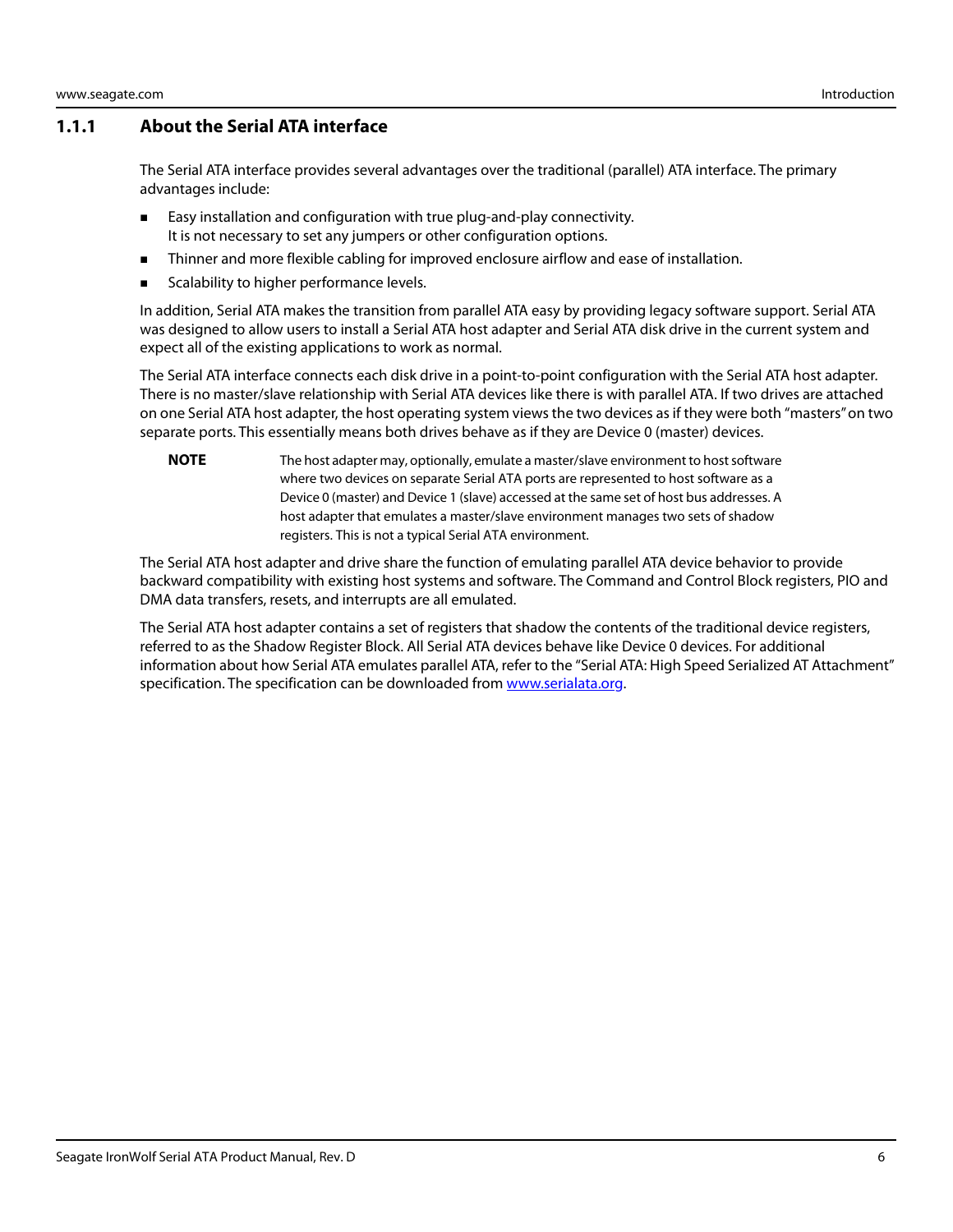### 1.1.1 About the Serial ATA interface

The Serial ATA interface provides several advantages over the traditional (parallel) ATA interface. The primary advantages include:

- Easy installation and configuration with true plug-and-play connectivity. It is not necessary to set any jumpers or other configuration options.
- Thinner and more flexible cabling for improved enclosure airflow and ease of installation.
- Scalability to higher performance levels.

In addition, Serial ATA makes the transition from parallel ATA easy by providing legacy software support. Serial ATA was designed to allow users to install a Serial ATA host adapter and Serial ATA disk drive in the current system and expect all of the existing applications to work as normal.

The Serial ATA interface connects each disk drive in a point-to-point configuration with the Serial ATA host adapter. There is no master/slave relationship with Serial ATA devices like there is with parallel ATA. If two drives are attached on one Serial ATA host adapter, the host operating system views the two devices as if they were both "masters" on two separate ports. This essentially means both drives behave as if they are Device 0 (master) devices.

**NOTE** The host adapter may, optionally, emulate a master/slave environment to host software where two devices on separate Serial ATA ports are represented to host software as a Device 0 (master) and Device 1 (slave) accessed at the same set of host bus addresses. A host adapter that emulates a master/slave environment manages two sets of shadow registers. This is not a typical Serial ATA environment.

The Serial ATA host adapter and drive share the function of emulating parallel ATA device behavior to provide backward compatibility with existing host systems and software. The Command and Control Block registers, PIO and DMA data transfers, resets, and interrupts are all emulated.

The Serial ATA host adapter contains a set of registers that shadow the contents of the traditional device registers, referred to as the Shadow Register Block. All Serial ATA devices behave like Device 0 devices. For additional information about how Serial ATA emulates parallel ATA, refer to the "Serial ATA: High Speed Serialized AT Attachment" specification. The specification can be downloaded from www.serialata.org.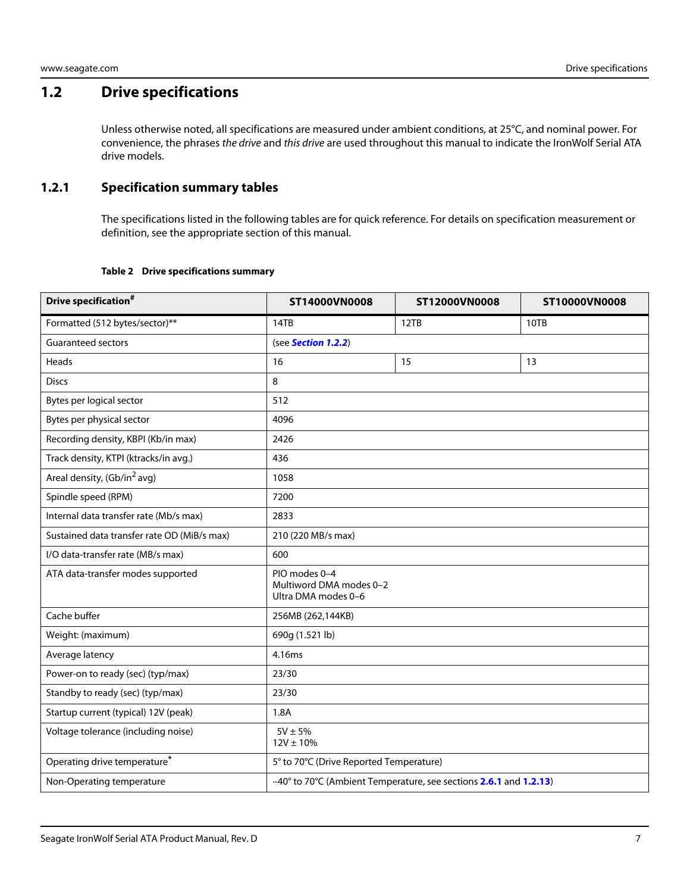## 1.2 Drive specifications

Unless otherwise noted, all specifications are measured under ambient conditions, at 25°C, and nominal power. For convenience, the phrases *the drive* and *this drive* are used throughout this manual to indicate the IronWolf Serial ATA drive models.

### 1.2.1 Specification summary tables

The specifications listed in the following tables are for quick reference. For details on specification measurement or definition, see the appropriate section of this manual.

**Table 2 Drive specifications summary**

| Drive specification# | ST14000VN0008 | ST12000VN0008 | ST10000VN0008 |
|---|---|---|---|
| Formatted (512 bytes/sector)** | 14TB | 12TB | 10TB |
| Guaranteed sectors | (see ***Section 1.2.2***) | | |
| Heads | 16 | 15 | 13 |
| Discs | 8 | | |
| Bytes per logical sector | 512 | | |
| Bytes per physical sector | 4096 | | |
| Recording density, KBPI (Kb/in max) | 2426 | | |
| Track density, KTPI (ktracks/in avg.) | 436 | | |
| Areal density, (Gb/in$^2$ avg) | 1058 | | |
| Spindle speed (RPM) | 7200 | | |
| Internal data transfer rate (Mb/s max) | 2833 | | |
| Sustained data transfer rate OD (MiB/s max) | 210 (220 MB/s max) | | |
| I/O data-transfer rate (MB/s max) | 600 | | |
| ATA data-transfer modes supported | PIO modes 0–4<br>Multiword DMA modes 0–2<br>Ultra DMA modes 0–6 | | |
| Cache buffer | 256MB (262,144KB) | | |
| Weight: (maximum) | 690g (1.521 lb) | | |
| Average latency | 4.16ms | | |
| Power-on to ready (sec) (typ/max) | 23/30 | | |
| Standby to ready (sec) (typ/max) | 23/30 | | |
| Startup current (typical) 12V (peak) | 1.8A | | |
| Voltage tolerance (including noise) | 5V ± 5%<br>12V ± 10% | | |
| Operating drive temperature* | 5° to 70°C (Drive Reported Temperature) | | |
| Non-Operating temperature | –40° to 70°C (Ambient Temperature, see sections **2.6.1** and **1.2.13**) | | |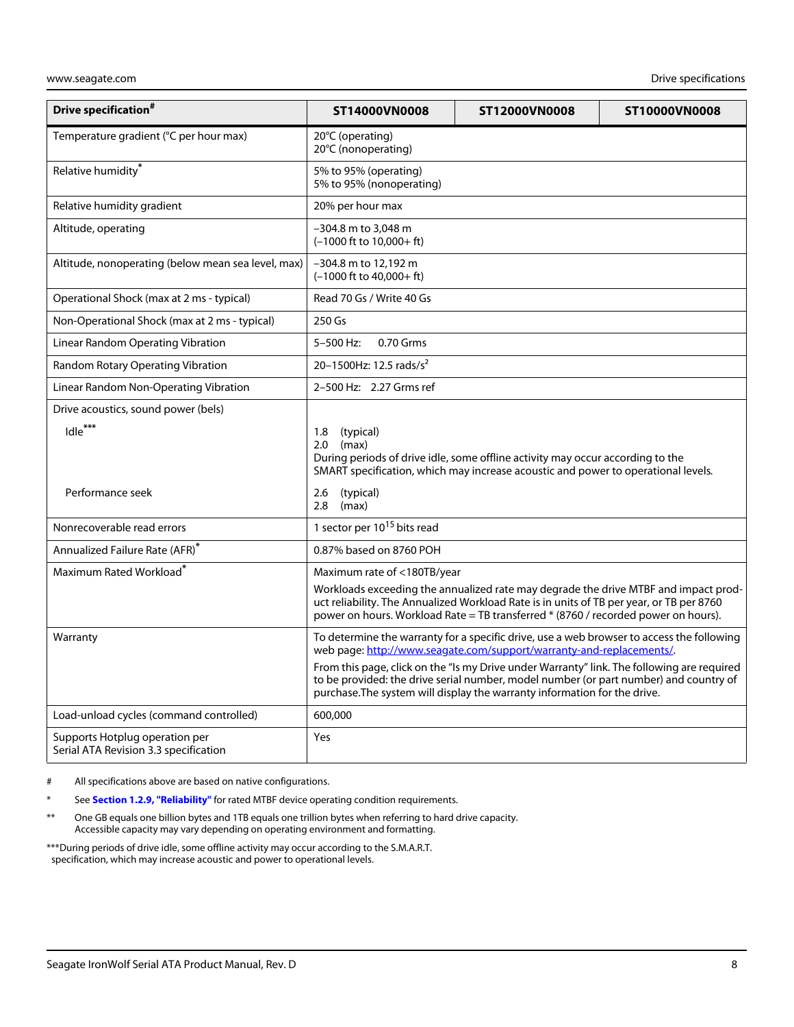| Drive specification[#] | ST14000VN0008 | ST12000VN0008 | ST10000VN0008 |
|---|---|---|---|
| Temperature gradient (°C per hour max) | 20°C (operating)<br>20°C (nonoperating) | | |
| Relative humidity[*] | 5% to 95% (operating)<br>5% to 95% (nonoperating) | | |
| Relative humidity gradient | 20% per hour max | | |
| Altitude, operating | –304.8 m to 3,048 m<br>(–1000 ft to 10,000+ ft) | | |
| Altitude, nonoperating (below mean sea level, max) | –304.8 m to 12,192 m<br>(–1000 ft to 40,000+ ft) | | |
| Operational Shock (max at 2 ms - typical) | Read 70 Gs / Write 40 Gs | | |
| Non-Operational Shock (max at 2 ms - typical) | 250 Gs | | |
| Linear Random Operating Vibration | 5–500 Hz: 0.70 Grms | | |
| Random Rotary Operating Vibration | 20–1500Hz: 12.5 rads/s$^2$ | | |
| Linear Random Non-Operating Vibration | 2–500 Hz: 2.27 Grms ref | | |
| Drive acoustics, sound power (bels) | | | |
| Idle[***] | 1.8 (typical)<br>2.0 (max)<br>During periods of drive idle, some offline activity may occur according to the SMART specification, which may increase acoustic and power to operational levels. | | |
| Performance seek | 2.6 (typical)<br>2.8 (max) | | |
| Nonrecoverable read errors | 1 sector per $10^{15}$ bits read | | |
| Annualized Failure Rate (AFR)[*] | 0.87% based on 8760 POH | | |
| Maximum Rated Workload[*] | Maximum rate of <180TB/year<br>Workloads exceeding the annualized rate may degrade the drive MTBF and impact product reliability. The Annualized Workload Rate is in units of TB per year, or TB per 8760 power on hours. Workload Rate = TB transferred * (8760 / recorded power on hours). | | |
| Warranty | To determine the warranty for a specific drive, use a web browser to access the following web page: http://www.seagate.com/support/warranty-and-replacements/.<br>From this page, click on the "Is my Drive under Warranty" link. The following are required to be provided: the drive serial number, model number (or part number) and country of purchase.The system will display the warranty information for the drive. | | |
| Load-unload cycles (command controlled) | 600,000 | | |
| Supports Hotplug operation per Serial ATA Revision 3.3 specification | Yes | | |

\# All specifications above are based on native configurations.

\* See **Section 1.2.9, "Reliability"** for rated MTBF device operating condition requirements.

\*\* One GB equals one billion bytes and 1TB equals one trillion bytes when referring to hard drive capacity. Accessible capacity may vary depending on operating environment and formatting.

\*\*\*During periods of drive idle, some offline activity may occur according to the S.M.A.R.T. specification, which may increase acoustic and power to operational levels.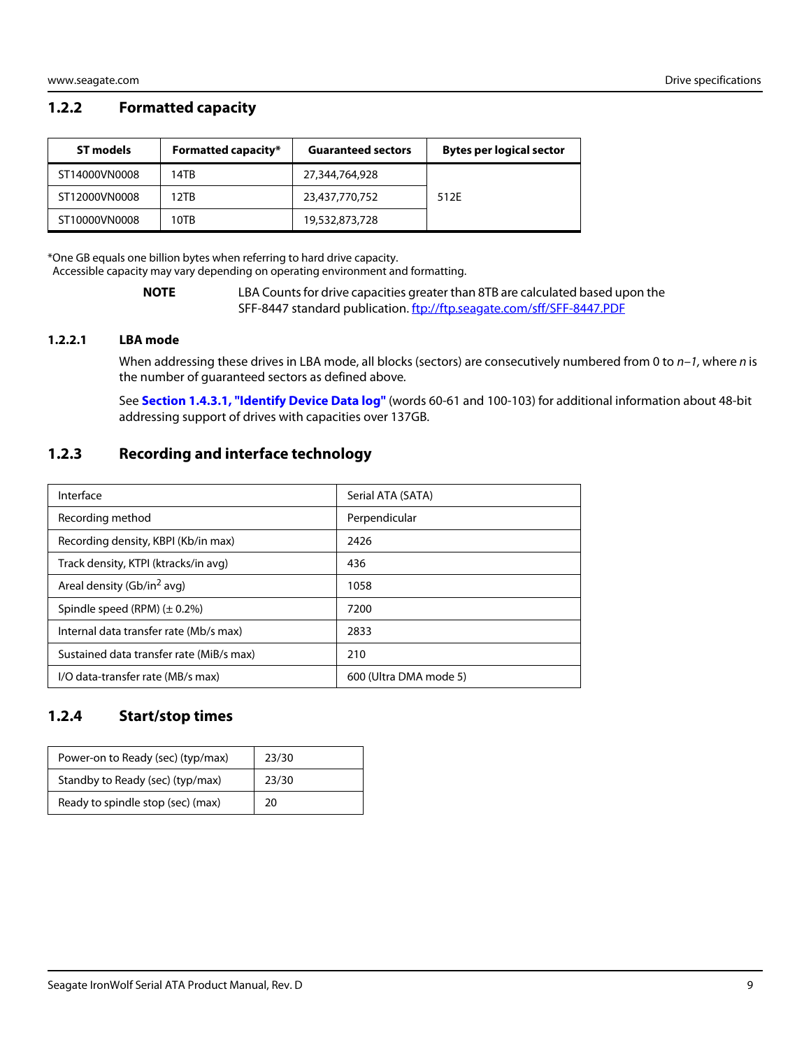## 1.2.2 Formatted capacity

| ST models | Formatted capacity* | Guaranteed sectors | Bytes per logical sector |
|---|---|---|---|
| ST14000VN0008 | 14TB | 27,344,764,928 | 512E |
| ST12000VN0008 | 12TB | 23,437,770,752 | |
| ST10000VN0008 | 10TB | 19,532,873,728 | |

*One GB equals one billion bytes when referring to hard drive capacity.
Accessible capacity may vary depending on operating environment and formatting.

**NOTE** LBA Counts for drive capacities greater than 8TB are calculated based upon the SFF-8447 standard publication. ftp://ftp.seagate.com/sff/SFF-8447.PDF

### 1.2.2.1 LBA mode

When addressing these drives in LBA mode, all blocks (sectors) are consecutively numbered from 0 to *n–1*, where *n* is the number of guaranteed sectors as defined above.

See **Section 1.4.3.1, "Identify Device Data log"** (words 60-61 and 100-103) for additional information about 48-bit addressing support of drives with capacities over 137GB.

## 1.2.3 Recording and interface technology

| | |
|---|---|
| Interface | Serial ATA (SATA) |
| Recording method | Perpendicular |
| Recording density, KBPI (Kb/in max) | 2426 |
| Track density, KTPI (ktracks/in avg) | 436 |
| Areal density (Gb/in$^2$ avg) | 1058 |
| Spindle speed (RPM) (± 0.2%) | 7200 |
| Internal data transfer rate (Mb/s max) | 2833 |
| Sustained data transfer rate (MiB/s max) | 210 |
| I/O data-transfer rate (MB/s max) | 600 (Ultra DMA mode 5) |

## 1.2.4 Start/stop times

| | |
|---|---|
| Power-on to Ready (sec) (typ/max) | 23/30 |
| Standby to Ready (sec) (typ/max) | 23/30 |
| Ready to spindle stop (sec) (max) | 20 |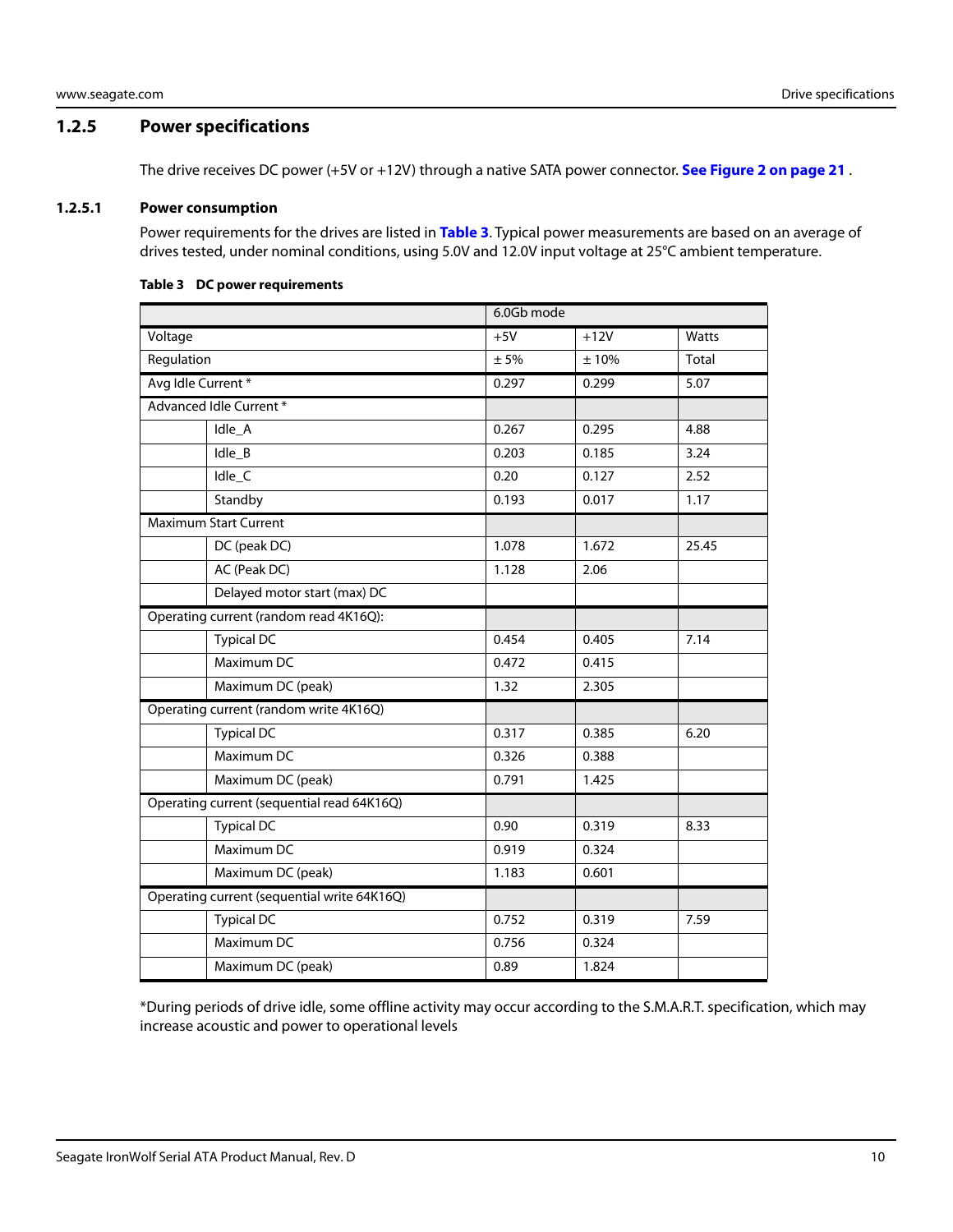### 1.2.5 Power specifications

The drive receives DC power (+5V or +12V) through a native SATA power connector. **See Figure 2 on page 21** .

#### 1.2.5.1 Power consumption

Power requirements for the drives are listed in **Table 3**. Typical power measurements are based on an average of drives tested, under nominal conditions, using 5.0V and 12.0V input voltage at 25°C ambient temperature.

**Table 3 DC power requirements**

| | | 6.0Gb mode | | |
|---|---|---|---|---|
| Voltage | | +5V | +12V | Watts |
| Regulation | | ± 5% | ± 10% | Total |
| Avg Idle Current * | | 0.297 | 0.299 | 5.07 |
| Advanced Idle Current * | | | | |
| | Idle_A | 0.267 | 0.295 | 4.88 |
| | Idle_B | 0.203 | 0.185 | 3.24 |
| | Idle_C | 0.20 | 0.127 | 2.52 |
| | Standby | 0.193 | 0.017 | 1.17 |
| Maximum Start Current | | | | |
| | DC (peak DC) | 1.078 | 1.672 | 25.45 |
| | AC (Peak DC) | 1.128 | 2.06 | |
| | Delayed motor start (max) DC | | | |
| Operating current (random read 4K16Q): | | | | |
| | Typical DC | 0.454 | 0.405 | 7.14 |
| | Maximum DC | 0.472 | 0.415 | |
| | Maximum DC (peak) | 1.32 | 2.305 | |
| Operating current (random write 4K16Q) | | | | |
| | Typical DC | 0.317 | 0.385 | 6.20 |
| | Maximum DC | 0.326 | 0.388 | |
| | Maximum DC (peak) | 0.791 | 1.425 | |
| Operating current (sequential read 64K16Q) | | | | |
| | Typical DC | 0.90 | 0.319 | 8.33 |
| | Maximum DC | 0.919 | 0.324 | |
| | Maximum DC (peak) | 1.183 | 0.601 | |
| Operating current (sequential write 64K16Q) | | | | |
| | Typical DC | 0.752 | 0.319 | 7.59 |
| | Maximum DC | 0.756 | 0.324 | |
| | Maximum DC (peak) | 0.89 | 1.824 | |

*During periods of drive idle, some offline activity may occur according to the S.M.A.R.T. specification, which may increase acoustic and power to operational levels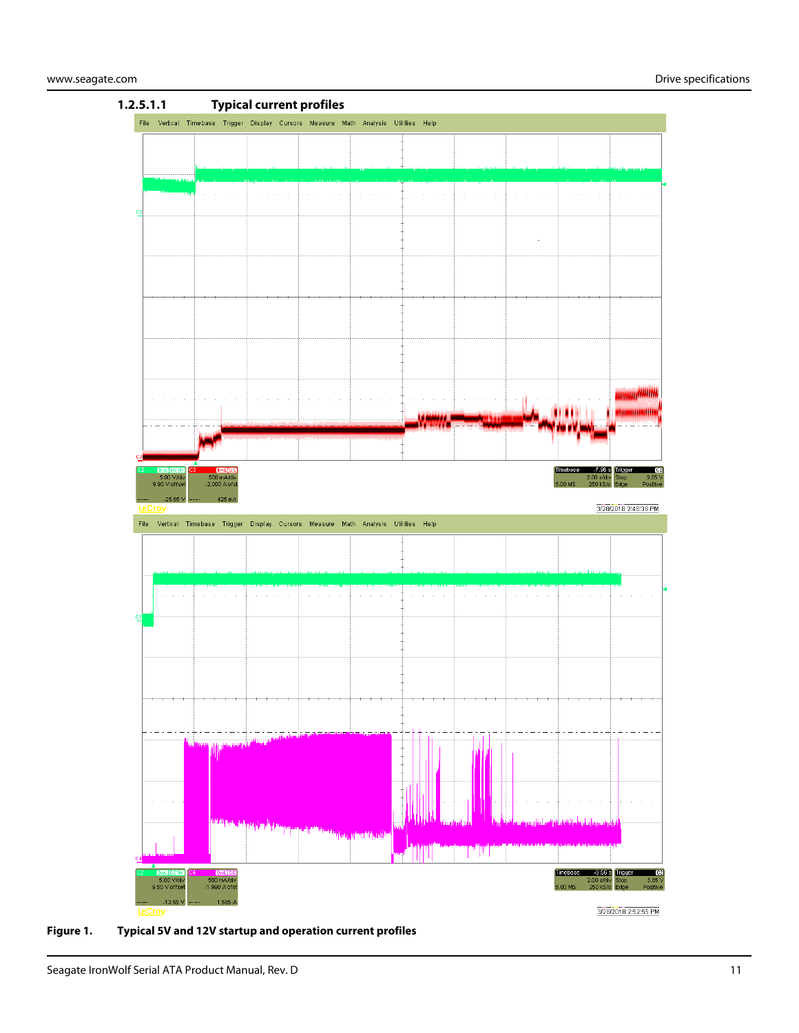#### 1.2.5.1.1 Typical current profiles

**Figure 1. Typical 5V and 12V startup and operation current profiles**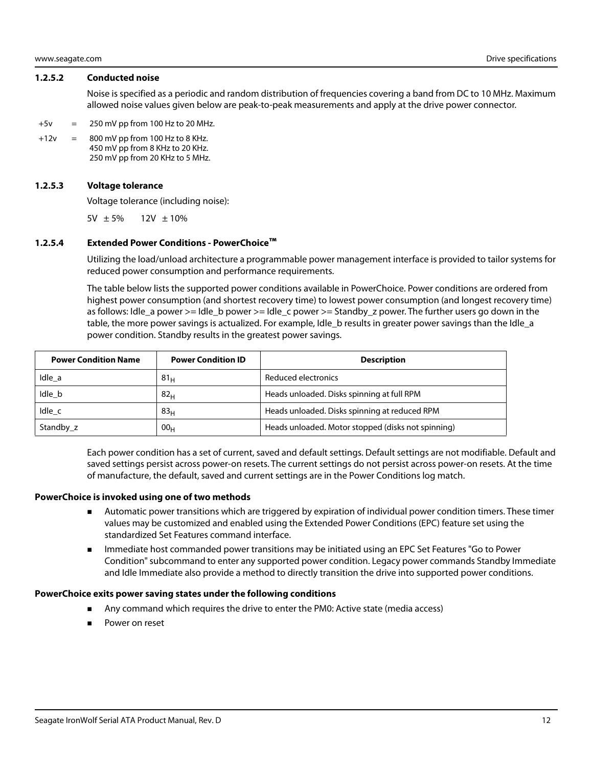#### 1.2.5.2 Conducted noise

Noise is specified as a periodic and random distribution of frequencies covering a band from DC to 10 MHz. Maximum allowed noise values given below are peak-to-peak measurements and apply at the drive power connector.

+5v = 250 mV pp from 100 Hz to 20 MHz.

+12v = 800 mV pp from 100 Hz to 8 KHz.
450 mV pp from 8 KHz to 20 KHz.
250 mV pp from 20 KHz to 5 MHz.

#### 1.2.5.3 Voltage tolerance

Voltage tolerance (including noise):

5V ± 5%    12V ± 10%

#### 1.2.5.4 Extended Power Conditions - PowerChoice™

Utilizing the load/unload architecture a programmable power management interface is provided to tailor systems for reduced power consumption and performance requirements.

The table below lists the supported power conditions available in PowerChoice. Power conditions are ordered from highest power consumption (and shortest recovery time) to lowest power consumption (and longest recovery time) as follows: Idle_a power >= Idle_b power >= Idle_c power >= Standby_z power. The further users go down in the table, the more power savings is actualized. For example, Idle_b results in greater power savings than the Idle_a power condition. Standby results in the greatest power savings.

| Power Condition Name | Power Condition ID | Description |
|---|---|---|
| Idle_a | $81_H$ | Reduced electronics |
| Idle_b | $82_H$ | Heads unloaded. Disks spinning at full RPM |
| Idle_c | $83_H$ | Heads unloaded. Disks spinning at reduced RPM |
| Standby_z | $00_H$ | Heads unloaded. Motor stopped (disks not spinning) |

Each power condition has a set of current, saved and default settings. Default settings are not modifiable. Default and saved settings persist across power-on resets. The current settings do not persist across power-on resets. At the time of manufacture, the default, saved and current settings are in the Power Conditions log match.

**PowerChoice is invoked using one of two methods**

- Automatic power transitions which are triggered by expiration of individual power condition timers. These timer values may be customized and enabled using the Extended Power Conditions (EPC) feature set using the standardized Set Features command interface.
- Immediate host commanded power transitions may be initiated using an EPC Set Features "Go to Power Condition" subcommand to enter any supported power condition. Legacy power commands Standby Immediate and Idle Immediate also provide a method to directly transition the drive into supported power conditions.

**PowerChoice exits power saving states under the following conditions**

- Any command which requires the drive to enter the PM0: Active state (media access)
- Power on reset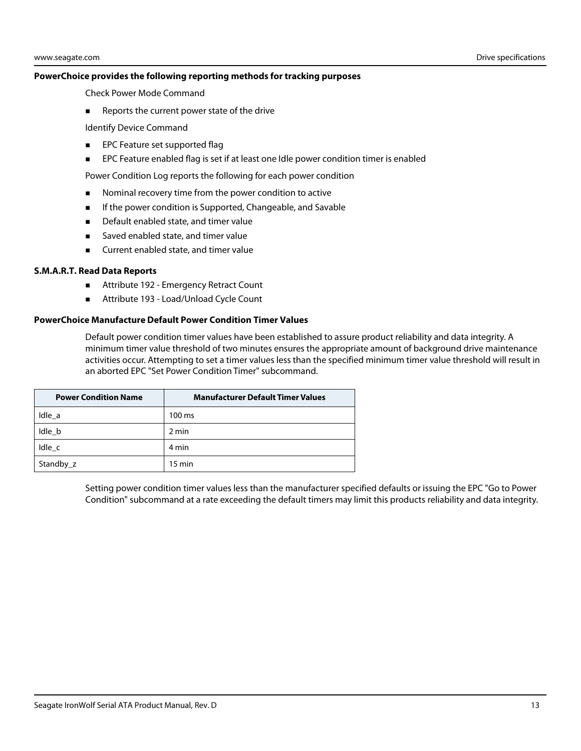**PowerChoice provides the following reporting methods for tracking purposes**

Check Power Mode Command

- Reports the current power state of the drive

Identify Device Command

- EPC Feature set supported flag
- EPC Feature enabled flag is set if at least one Idle power condition timer is enabled

Power Condition Log reports the following for each power condition

- Nominal recovery time from the power condition to active
- If the power condition is Supported, Changeable, and Savable
- Default enabled state, and timer value
- Saved enabled state, and timer value
- Current enabled state, and timer value

**S.M.A.R.T. Read Data Reports**

- Attribute 192 - Emergency Retract Count
- Attribute 193 - Load/Unload Cycle Count

**PowerChoice Manufacture Default Power Condition Timer Values**

Default power condition timer values have been established to assure product reliability and data integrity. A minimum timer value threshold of two minutes ensures the appropriate amount of background drive maintenance activities occur. Attempting to set a timer values less than the specified minimum timer value threshold will result in an aborted EPC "Set Power Condition Timer" subcommand.

| Power Condition Name | Manufacturer Default Timer Values |
|---|---|
| Idle_a | 100 ms |
| Idle_b | 2 min |
| Idle_c | 4 min |
| Standby_z | 15 min |

Setting power condition timer values less than the manufacturer specified defaults or issuing the EPC "Go to Power Condition" subcommand at a rate exceeding the default timers may limit this products reliability and data integrity.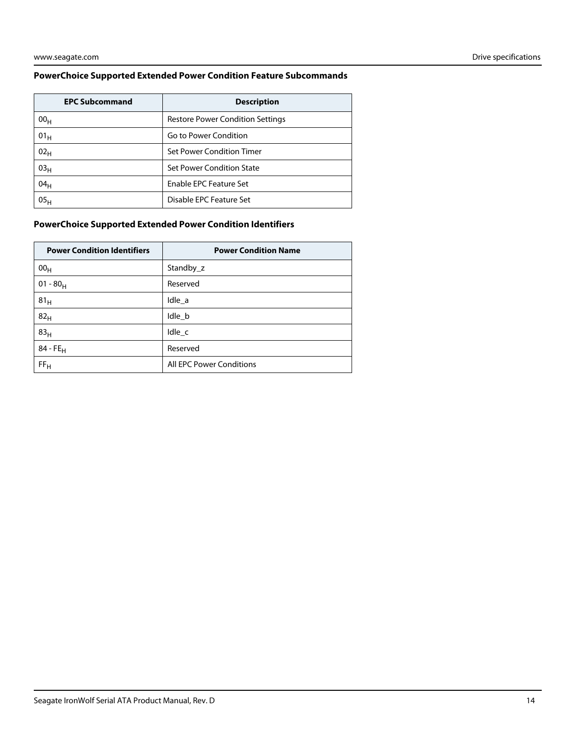### PowerChoice Supported Extended Power Condition Feature Subcommands

| EPC Subcommand | Description |
|---|---|
| $00_H$ | Restore Power Condition Settings |
| $01_H$ | Go to Power Condition |
| $02_H$ | Set Power Condition Timer |
| $03_H$ | Set Power Condition State |
| $04_H$ | Enable EPC Feature Set |
| $05_H$ | Disable EPC Feature Set |

### PowerChoice Supported Extended Power Condition Identifiers

| Power Condition Identifiers | Power Condition Name |
|---|---|
| $00_H$ | Standby_z |
| $01 - 80_H$ | Reserved |
| $81_H$ | Idle_a |
| $82_H$ | Idle_b |
| $83_H$ | Idle_c |
| $84 - FE_H$ | Reserved |
| $FF_H$ | All EPC Power Conditions |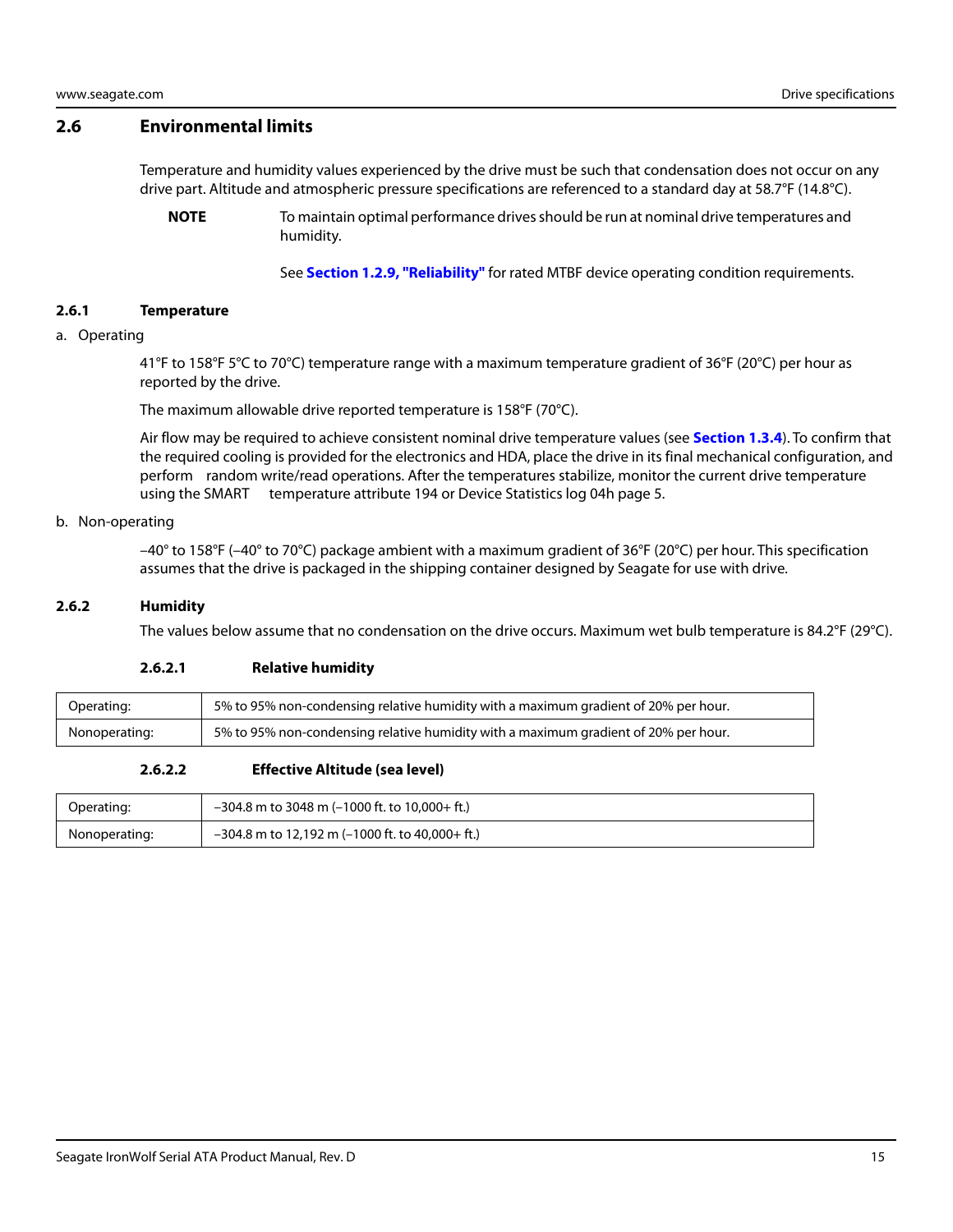## 2.6 Environmental limits

Temperature and humidity values experienced by the drive must be such that condensation does not occur on any drive part. Altitude and atmospheric pressure specifications are referenced to a standard day at 58.7°F (14.8°C).

**NOTE** To maintain optimal performance drives should be run at nominal drive temperatures and humidity.

See **Section 1.2.9, "Reliability"** for rated MTBF device operating condition requirements.

### 2.6.1 Temperature

a. Operating

41°F to 158°F 5°C to 70°C) temperature range with a maximum temperature gradient of 36°F (20°C) per hour as reported by the drive.

The maximum allowable drive reported temperature is 158°F (70°C).

Air flow may be required to achieve consistent nominal drive temperature values (see **Section 1.3.4**). To confirm that the required cooling is provided for the electronics and HDA, place the drive in its final mechanical configuration, and perform random write/read operations. After the temperatures stabilize, monitor the current drive temperature using the SMART temperature attribute 194 or Device Statistics log 04h page 5.

b. Non-operating

–40° to 158°F (–40° to 70°C) package ambient with a maximum gradient of 36°F (20°C) per hour. This specification assumes that the drive is packaged in the shipping container designed by Seagate for use with drive.

### 2.6.2 Humidity

The values below assume that no condensation on the drive occurs. Maximum wet bulb temperature is 84.2°F (29°C).

#### 2.6.2.1 Relative humidity

| | |
|---|---|
| Operating: | 5% to 95% non-condensing relative humidity with a maximum gradient of 20% per hour. |
| Nonoperating: | 5% to 95% non-condensing relative humidity with a maximum gradient of 20% per hour. |

#### 2.6.2.2 Effective Altitude (sea level)

| | |
|---|---|
| Operating: | –304.8 m to 3048 m (–1000 ft. to 10,000+ ft.) |
| Nonoperating: | –304.8 m to 12,192 m (–1000 ft. to 40,000+ ft.) |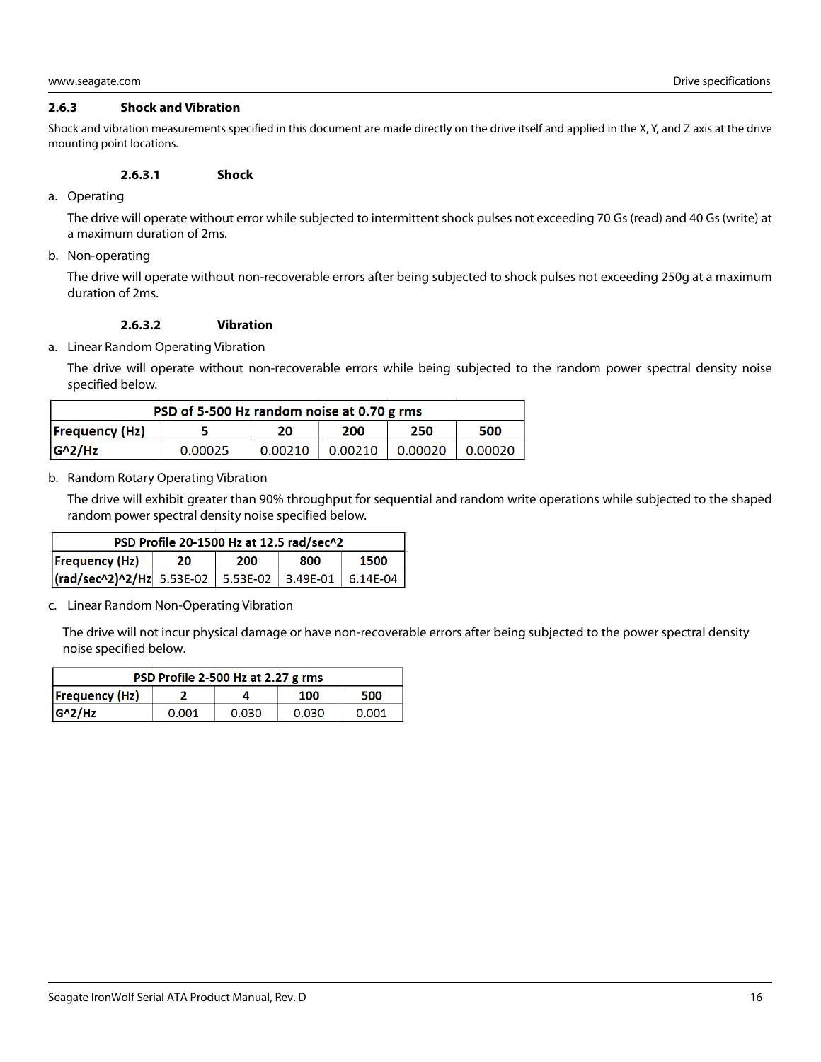### 2.6.3 Shock and Vibration

Shock and vibration measurements specified in this document are made directly on the drive itself and applied in the X, Y, and Z axis at the drive mounting point locations.

#### 2.6.3.1 Shock

a. Operating

The drive will operate without error while subjected to intermittent shock pulses not exceeding 70 Gs (read) and 40 Gs (write) at a maximum duration of 2ms.

b. Non-operating

The drive will operate without non-recoverable errors after being subjected to shock pulses not exceeding 250g at a maximum duration of 2ms.

#### 2.6.3.2 Vibration

a. Linear Random Operating Vibration

The drive will operate without non-recoverable errors while being subjected to the random power spectral density noise specified below.

| PSD of 5-500 Hz random noise at 0.70 g rms | | | | | |
|---|---|---|---|---|---|
| **Frequency (Hz)** | **5** | **20** | **200** | **250** | **500** |
| **G^2/Hz** | 0.00025 | 0.00210 | 0.00210 | 0.00020 | 0.00020 |

b. Random Rotary Operating Vibration

The drive will exhibit greater than 90% throughput for sequential and random write operations while subjected to the shaped random power spectral density noise specified below.

| PSD Profile 20-1500 Hz at 12.5 rad/sec^2 | | | | |
|---|---|---|---|---|
| **Frequency (Hz)** | **20** | **200** | **800** | **1500** |
| **(rad/sec^2)^2/Hz** | 5.53E-02 | 5.53E-02 | 3.49E-01 | 6.14E-04 |

c. Linear Random Non-Operating Vibration

The drive will not incur physical damage or have non-recoverable errors after being subjected to the power spectral density noise specified below.

| PSD Profile 2-500 Hz at 2.27 g rms | | | | |
|---|---|---|---|---|
| **Frequency (Hz)** | **2** | **4** | **100** | **500** |
| **G^2/Hz** | 0.001 | 0.030 | 0.030 | 0.001 |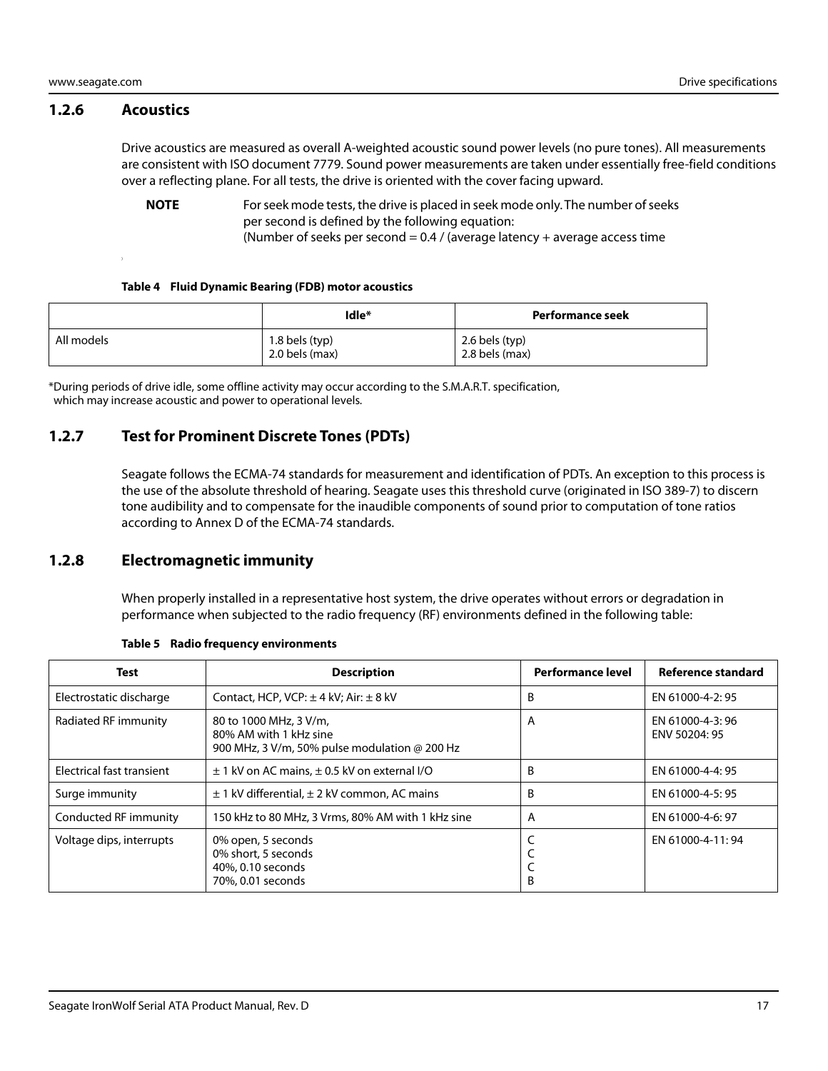### 1.2.6 Acoustics

Drive acoustics are measured as overall A-weighted acoustic sound power levels (no pure tones). All measurements are consistent with ISO document 7779. Sound power measurements are taken under essentially free-field conditions over a reflecting plane. For all tests, the drive is oriented with the cover facing upward.

**NOTE** For seek mode tests, the drive is placed in seek mode only. The number of seeks per second is defined by the following equation:
(Number of seeks per second = 0.4 / (average latency + average access time

**Table 4 Fluid Dynamic Bearing (FDB) motor acoustics**

| | Idle* | Performance seek |
|---|---|---|
| All models | 1.8 bels (typ)<br>2.0 bels (max) | 2.6 bels (typ)<br>2.8 bels (max) |

*During periods of drive idle, some offline activity may occur according to the S.M.A.R.T. specification, which may increase acoustic and power to operational levels.

### 1.2.7 Test for Prominent Discrete Tones (PDTs)

Seagate follows the ECMA-74 standards for measurement and identification of PDTs. An exception to this process is the use of the absolute threshold of hearing. Seagate uses this threshold curve (originated in ISO 389-7) to discern tone audibility and to compensate for the inaudible components of sound prior to computation of tone ratios according to Annex D of the ECMA-74 standards.

### 1.2.8 Electromagnetic immunity

When properly installed in a representative host system, the drive operates without errors or degradation in performance when subjected to the radio frequency (RF) environments defined in the following table:

**Table 5 Radio frequency environments**

| Test | Description | Performance level | Reference standard |
|---|---|---|---|
| Electrostatic discharge | Contact, HCP, VCP: ± 4 kV; Air: ± 8 kV | B | EN 61000-4-2: 95 |
| Radiated RF immunity | 80 to 1000 MHz, 3 V/m,<br>80% AM with 1 kHz sine<br>900 MHz, 3 V/m, 50% pulse modulation @ 200 Hz | A | EN 61000-4-3: 96<br>ENV 50204: 95 |
| Electrical fast transient | ± 1 kV on AC mains, ± 0.5 kV on external I/O | B | EN 61000-4-4: 95 |
| Surge immunity | ± 1 kV differential, ± 2 kV common, AC mains | B | EN 61000-4-5: 95 |
| Conducted RF immunity | 150 kHz to 80 MHz, 3 Vrms, 80% AM with 1 kHz sine | A | EN 61000-4-6: 97 |
| Voltage dips, interrupts | 0% open, 5 seconds<br>0% short, 5 seconds<br>40%, 0.10 seconds<br>70%, 0.01 seconds | C<br>C<br>C<br>B | EN 61000-4-11: 94 |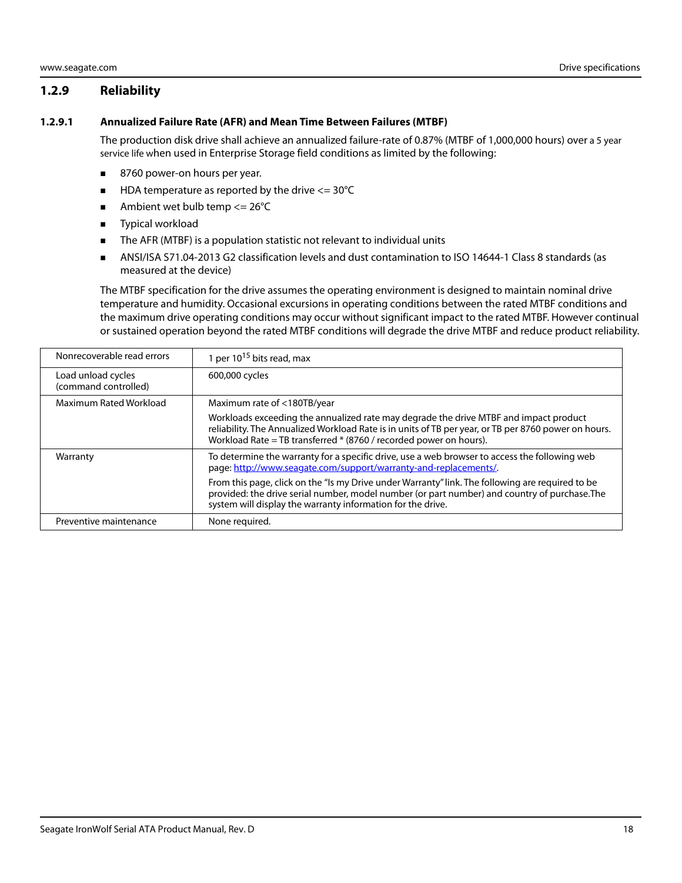### 1.2.9 Reliability

#### 1.2.9.1 Annualized Failure Rate (AFR) and Mean Time Between Failures (MTBF)

The production disk drive shall achieve an annualized failure-rate of 0.87% (MTBF of 1,000,000 hours) over a 5 year service life when used in Enterprise Storage field conditions as limited by the following:

- 8760 power-on hours per year.
- HDA temperature as reported by the drive <= 30°C
- Ambient wet bulb temp <= 26°C
- Typical workload
- The AFR (MTBF) is a population statistic not relevant to individual units
- ANSI/ISA S71.04-2013 G2 classification levels and dust contamination to ISO 14644-1 Class 8 standards (as measured at the device)

The MTBF specification for the drive assumes the operating environment is designed to maintain nominal drive temperature and humidity. Occasional excursions in operating conditions between the rated MTBF conditions and the maximum drive operating conditions may occur without significant impact to the rated MTBF. However continual or sustained operation beyond the rated MTBF conditions will degrade the drive MTBF and reduce product reliability.

| | |
|---|---|
| Nonrecoverable read errors | 1 per $10^{15}$ bits read, max |
| Load unload cycles (command controlled) | 600,000 cycles |
| Maximum Rated Workload | Maximum rate of <180TB/year<br><br>Workloads exceeding the annualized rate may degrade the drive MTBF and impact product reliability. The Annualized Workload Rate is in units of TB per year, or TB per 8760 power on hours. Workload Rate = TB transferred * (8760 / recorded power on hours). |
| Warranty | To determine the warranty for a specific drive, use a web browser to access the following web page: http://www.seagate.com/support/warranty-and-replacements/.<br><br>From this page, click on the "Is my Drive under Warranty" link. The following are required to be provided: the drive serial number, model number (or part number) and country of purchase.The system will display the warranty information for the drive. |
| Preventive maintenance | None required. |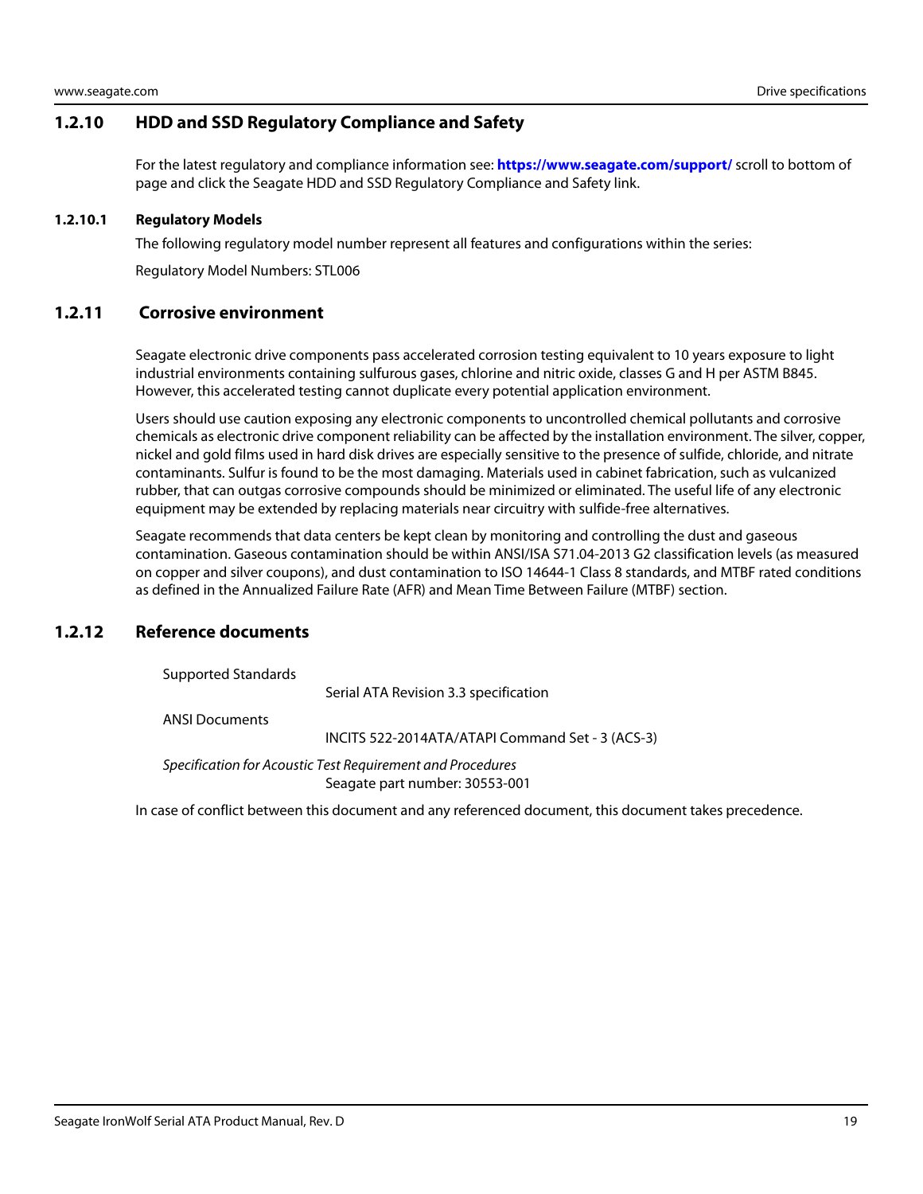### 1.2.10 HDD and SSD Regulatory Compliance and Safety

For the latest regulatory and compliance information see: **https://www.seagate.com/support/** scroll to bottom of page and click the Seagate HDD and SSD Regulatory Compliance and Safety link.

#### 1.2.10.1 Regulatory Models

The following regulatory model number represent all features and configurations within the series:

Regulatory Model Numbers: STL006

### 1.2.11 Corrosive environment

Seagate electronic drive components pass accelerated corrosion testing equivalent to 10 years exposure to light industrial environments containing sulfurous gases, chlorine and nitric oxide, classes G and H per ASTM B845. However, this accelerated testing cannot duplicate every potential application environment.

Users should use caution exposing any electronic components to uncontrolled chemical pollutants and corrosive chemicals as electronic drive component reliability can be affected by the installation environment. The silver, copper, nickel and gold films used in hard disk drives are especially sensitive to the presence of sulfide, chloride, and nitrate contaminants. Sulfur is found to be the most damaging. Materials used in cabinet fabrication, such as vulcanized rubber, that can outgas corrosive compounds should be minimized or eliminated. The useful life of any electronic equipment may be extended by replacing materials near circuitry with sulfide-free alternatives.

Seagate recommends that data centers be kept clean by monitoring and controlling the dust and gaseous contamination. Gaseous contamination should be within ANSI/ISA S71.04-2013 G2 classification levels (as measured on copper and silver coupons), and dust contamination to ISO 14644-1 Class 8 standards, and MTBF rated conditions as defined in the Annualized Failure Rate (AFR) and Mean Time Between Failure (MTBF) section.

### 1.2.12 Reference documents

Supported Standards
    Serial ATA Revision 3.3 specification

ANSI Documents
    INCITS 522-2014ATA/ATAPI Command Set - 3 (ACS-3)

*Specification for Acoustic Test Requirement and Procedures*
    Seagate part number: 30553-001

In case of conflict between this document and any referenced document, this document takes precedence.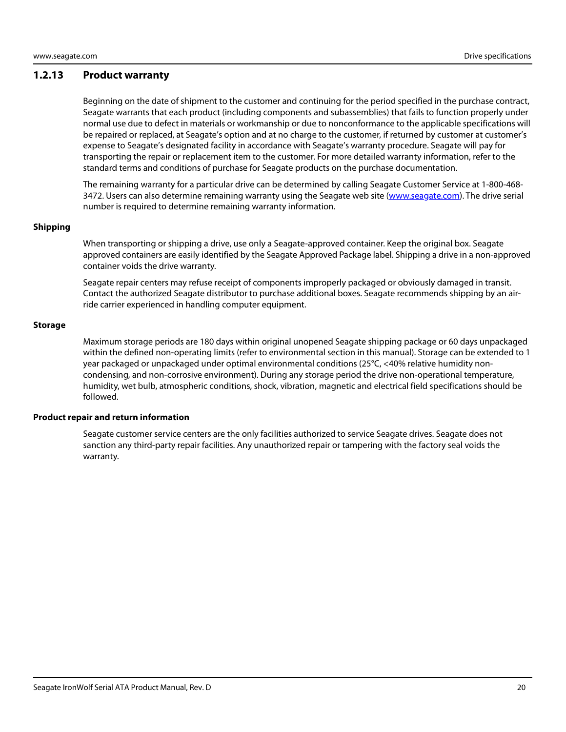### 1.2.13 Product warranty

Beginning on the date of shipment to the customer and continuing for the period specified in the purchase contract, Seagate warrants that each product (including components and subassemblies) that fails to function properly under normal use due to defect in materials or workmanship or due to nonconformance to the applicable specifications will be repaired or replaced, at Seagate's option and at no charge to the customer, if returned by customer at customer's expense to Seagate's designated facility in accordance with Seagate's warranty procedure. Seagate will pay for transporting the repair or replacement item to the customer. For more detailed warranty information, refer to the standard terms and conditions of purchase for Seagate products on the purchase documentation.

The remaining warranty for a particular drive can be determined by calling Seagate Customer Service at 1-800-468-3472. Users can also determine remaining warranty using the Seagate web site (www.seagate.com). The drive serial number is required to determine remaining warranty information.

**Shipping**

When transporting or shipping a drive, use only a Seagate-approved container. Keep the original box. Seagate approved containers are easily identified by the Seagate Approved Package label. Shipping a drive in a non-approved container voids the drive warranty.

Seagate repair centers may refuse receipt of components improperly packaged or obviously damaged in transit. Contact the authorized Seagate distributor to purchase additional boxes. Seagate recommends shipping by an air-ride carrier experienced in handling computer equipment.

**Storage**

Maximum storage periods are 180 days within original unopened Seagate shipping package or 60 days unpackaged within the defined non-operating limits (refer to environmental section in this manual). Storage can be extended to 1 year packaged or unpackaged under optimal environmental conditions (25°C, <40% relative humidity non-condensing, and non-corrosive environment). During any storage period the drive non-operational temperature, humidity, wet bulb, atmospheric conditions, shock, vibration, magnetic and electrical field specifications should be followed.

**Product repair and return information**

Seagate customer service centers are the only facilities authorized to service Seagate drives. Seagate does not sanction any third-party repair facilities. Any unauthorized repair or tampering with the factory seal voids the warranty.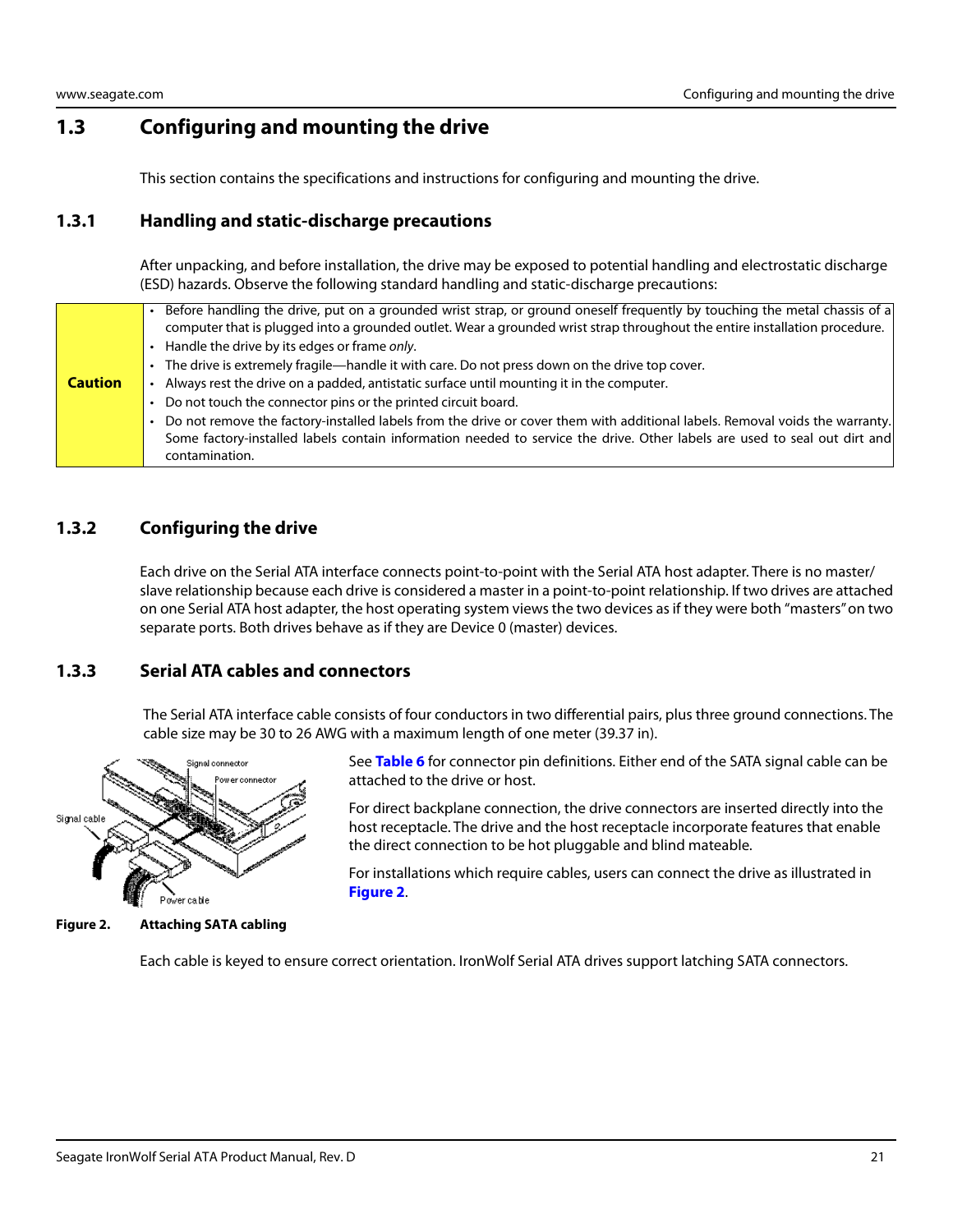## 1.3 Configuring and mounting the drive

This section contains the specifications and instructions for configuring and mounting the drive.

### 1.3.1 Handling and static-discharge precautions

After unpacking, and before installation, the drive may be exposed to potential handling and electrostatic discharge (ESD) hazards. Observe the following standard handling and static-discharge precautions:

| **Caution** | |
|---|---|
| | • Before handling the drive, put on a grounded wrist strap, or ground oneself frequently by touching the metal chassis of a computer that is plugged into a grounded outlet. Wear a grounded wrist strap throughout the entire installation procedure.<br>• Handle the drive by its edges or frame *only*.<br>• The drive is extremely fragile—handle it with care. Do not press down on the drive top cover.<br>• Always rest the drive on a padded, antistatic surface until mounting it in the computer.<br>• Do not touch the connector pins or the printed circuit board.<br>• Do not remove the factory-installed labels from the drive or cover them with additional labels. Removal voids the warranty. Some factory-installed labels contain information needed to service the drive. Other labels are used to seal out dirt and contamination. |

### 1.3.2 Configuring the drive

Each drive on the Serial ATA interface connects point-to-point with the Serial ATA host adapter. There is no master/ slave relationship because each drive is considered a master in a point-to-point relationship. If two drives are attached on one Serial ATA host adapter, the host operating system views the two devices as if they were both "masters" on two separate ports. Both drives behave as if they are Device 0 (master) devices.

### 1.3.3 Serial ATA cables and connectors

The Serial ATA interface cable consists of four conductors in two differential pairs, plus three ground connections. The cable size may be 30 to 26 AWG with a maximum length of one meter (39.37 in).

See **Table 6** for connector pin definitions. Either end of the SATA signal cable can be attached to the drive or host.

For direct backplane connection, the drive connectors are inserted directly into the host receptacle. The drive and the host receptacle incorporate features that enable the direct connection to be hot pluggable and blind mateable.

For installations which require cables, users can connect the drive as illustrated in **Figure 2**.

Signal connector
Power connector
Signal cable
Power cable

**Figure 2. Attaching SATA cabling**

Each cable is keyed to ensure correct orientation. IronWolf Serial ATA drives support latching SATA connectors.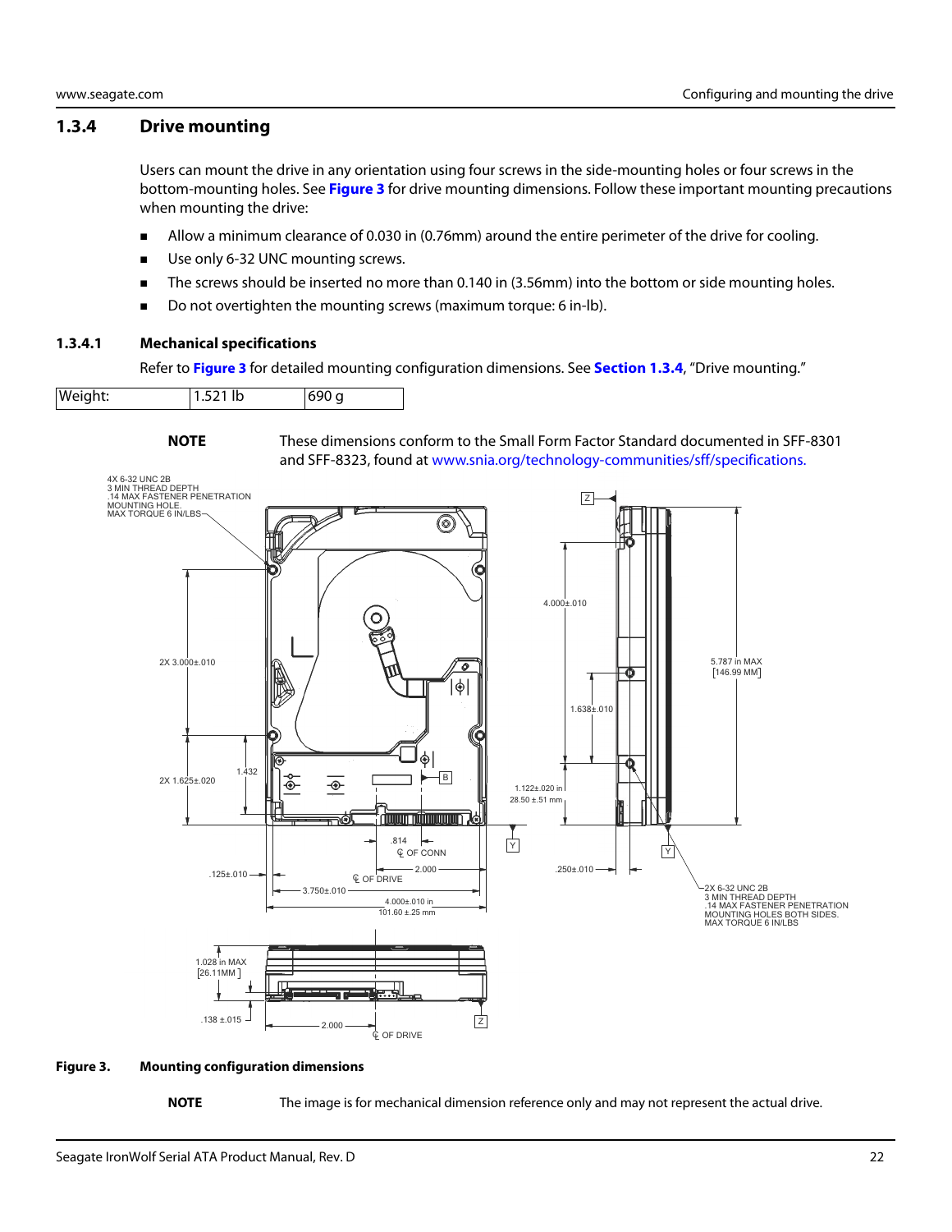### 1.3.4 Drive mounting

Users can mount the drive in any orientation using four screws in the side-mounting holes or four screws in the bottom-mounting holes. See **Figure 3** for drive mounting dimensions. Follow these important mounting precautions when mounting the drive:

- Allow a minimum clearance of 0.030 in (0.76mm) around the entire perimeter of the drive for cooling.
- Use only 6-32 UNC mounting screws.
- The screws should be inserted no more than 0.140 in (3.56mm) into the bottom or side mounting holes.
- Do not overtighten the mounting screws (maximum torque: 6 in-lb).

#### 1.3.4.1 Mechanical specifications

Refer to **Figure 3** for detailed mounting configuration dimensions. See **Section 1.3.4**, "Drive mounting."

| Weight: | 1.521 lb | 690 g |
|---|---|---|

**NOTE** These dimensions conform to the Small Form Factor Standard documented in SFF-8301 and SFF-8323, found at www.snia.org/technology-communities/sff/specifications.

**Figure 3. Mounting configuration dimensions**

**NOTE** The image is for mechanical dimension reference only and may not represent the actual drive.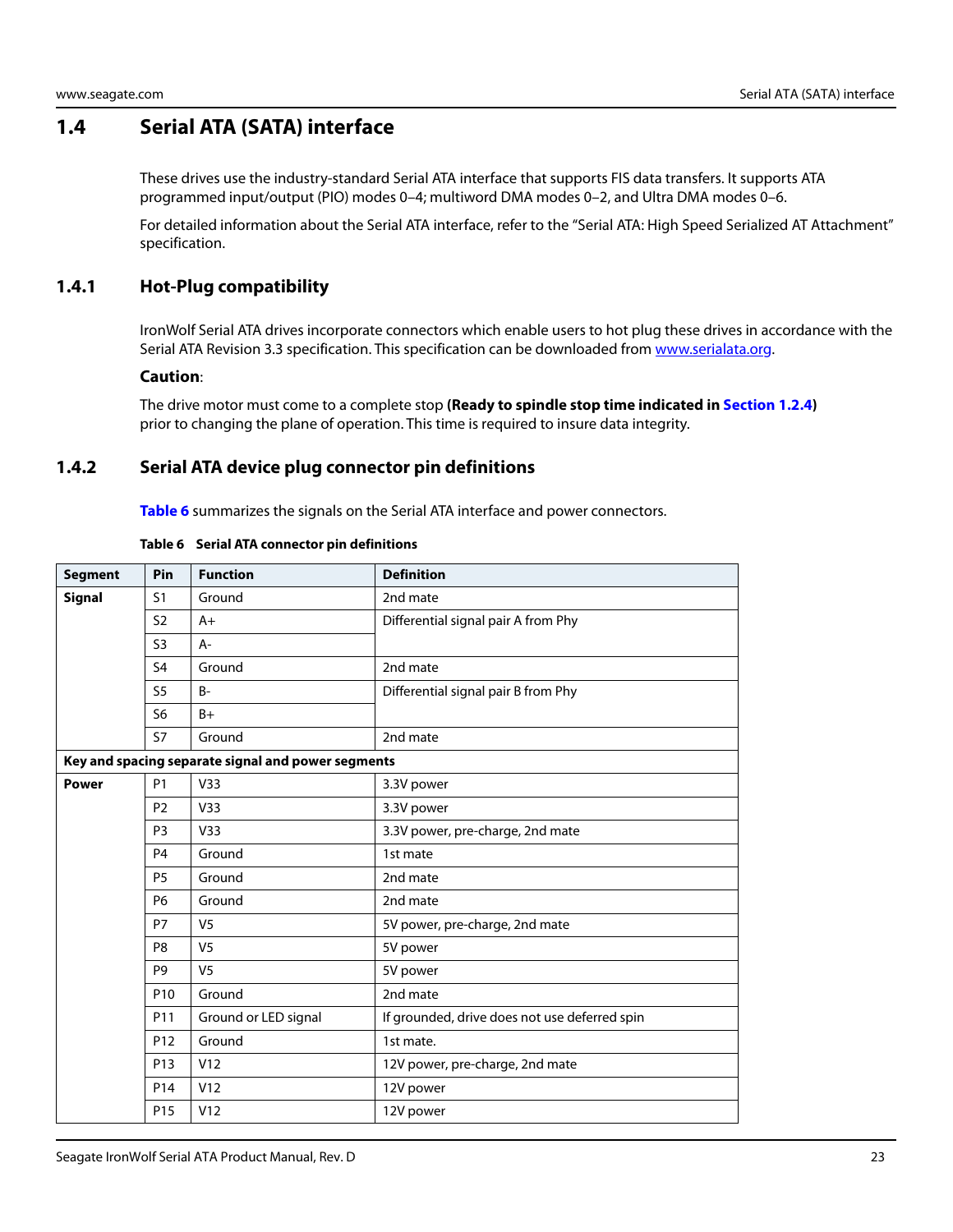## 1.4 Serial ATA (SATA) interface

These drives use the industry-standard Serial ATA interface that supports FIS data transfers. It supports ATA programmed input/output (PIO) modes 0–4; multiword DMA modes 0–2, and Ultra DMA modes 0–6.

For detailed information about the Serial ATA interface, refer to the "Serial ATA: High Speed Serialized AT Attachment" specification.

### 1.4.1 Hot-Plug compatibility

IronWolf Serial ATA drives incorporate connectors which enable users to hot plug these drives in accordance with the Serial ATA Revision 3.3 specification. This specification can be downloaded from www.serialata.org.

**Caution**:

The drive motor must come to a complete stop **(Ready to spindle stop time indicated in Section 1.2.4)** prior to changing the plane of operation. This time is required to insure data integrity.

### 1.4.2 Serial ATA device plug connector pin definitions

Table 6 summarizes the signals on the Serial ATA interface and power connectors.

**Table 6 Serial ATA connector pin definitions**

| Segment | Pin | Function | Definition |
|---|---|---|---|
| **Signal** | S1 | Ground | 2nd mate |
| | S2 | A+ | Differential signal pair A from Phy |
| | S3 | A- | |
| | S4 | Ground | 2nd mate |
| | S5 | B- | Differential signal pair B from Phy |
| | S6 | B+ | |
| | S7 | Ground | 2nd mate |
| **Key and spacing separate signal and power segments** | | | |
| **Power** | P1 | V33 | 3.3V power |
| | P2 | V33 | 3.3V power |
| | P3 | V33 | 3.3V power, pre-charge, 2nd mate |
| | P4 | Ground | 1st mate |
| | P5 | Ground | 2nd mate |
| | P6 | Ground | 2nd mate |
| | P7 | V5 | 5V power, pre-charge, 2nd mate |
| | P8 | V5 | 5V power |
| | P9 | V5 | 5V power |
| | P10 | Ground | 2nd mate |
| | P11 | Ground or LED signal | If grounded, drive does not use deferred spin |
| | P12 | Ground | 1st mate. |
| | P13 | V12 | 12V power, pre-charge, 2nd mate |
| | P14 | V12 | 12V power |
| | P15 | V12 | 12V power |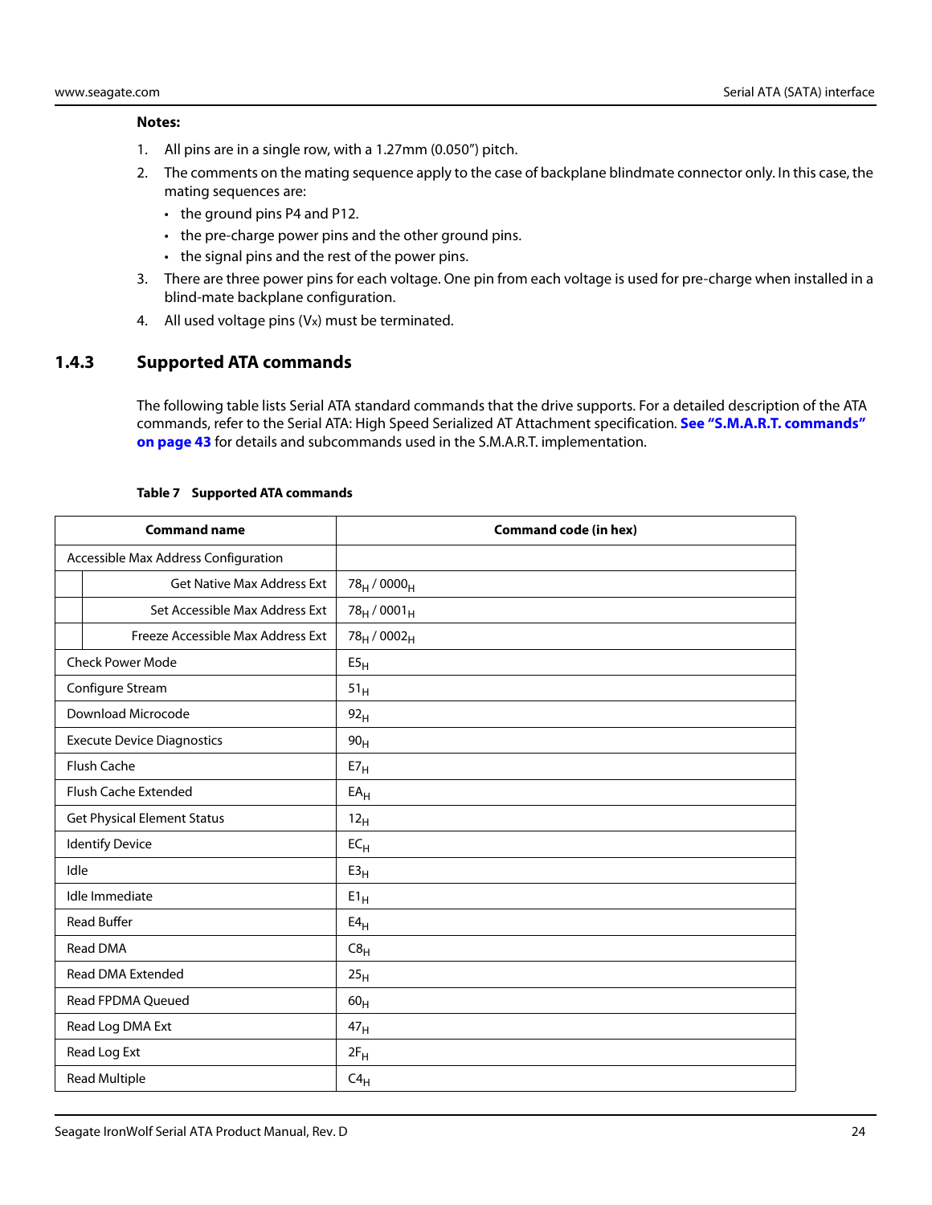**Notes:**

1. All pins are in a single row, with a 1.27mm (0.050") pitch.
2. The comments on the mating sequence apply to the case of backplane blindmate connector only. In this case, the mating sequences are:
   - the ground pins P4 and P12.
   - the pre-charge power pins and the other ground pins.
   - the signal pins and the rest of the power pins.
3. There are three power pins for each voltage. One pin from each voltage is used for pre-charge when installed in a blind-mate backplane configuration.
4. All used voltage pins ($V_x$) must be terminated.

### 1.4.3 Supported ATA commands

The following table lists Serial ATA standard commands that the drive supports. For a detailed description of the ATA commands, refer to the Serial ATA: High Speed Serialized AT Attachment specification. **See "S.M.A.R.T. commands" on page 43** for details and subcommands used in the S.M.A.R.T. implementation.

**Table 7 Supported ATA commands**

| Command name | | Command code (in hex) |
|---|---|---|
| Accessible Max Address Configuration | | |
| | Get Native Max Address Ext | $78_H$ / $0000_H$ |
| | Set Accessible Max Address Ext | $78_H$ / $0001_H$ |
| | Freeze Accessible Max Address Ext | $78_H$ / $0002_H$ |
| Check Power Mode | | $E5_H$ |
| Configure Stream | | $51_H$ |
| Download Microcode | | $92_H$ |
| Execute Device Diagnostics | | $90_H$ |
| Flush Cache | | $E7_H$ |
| Flush Cache Extended | | $EA_H$ |
| Get Physical Element Status | | $12_H$ |
| Identify Device | | $EC_H$ |
| Idle | | $E3_H$ |
| Idle Immediate | | $E1_H$ |
| Read Buffer | | $E4_H$ |
| Read DMA | | $C8_H$ |
| Read DMA Extended | | $25_H$ |
| Read FPDMA Queued | | $60_H$ |
| Read Log DMA Ext | | $47_H$ |
| Read Log Ext | | $2F_H$ |
| Read Multiple | | $C4_H$ |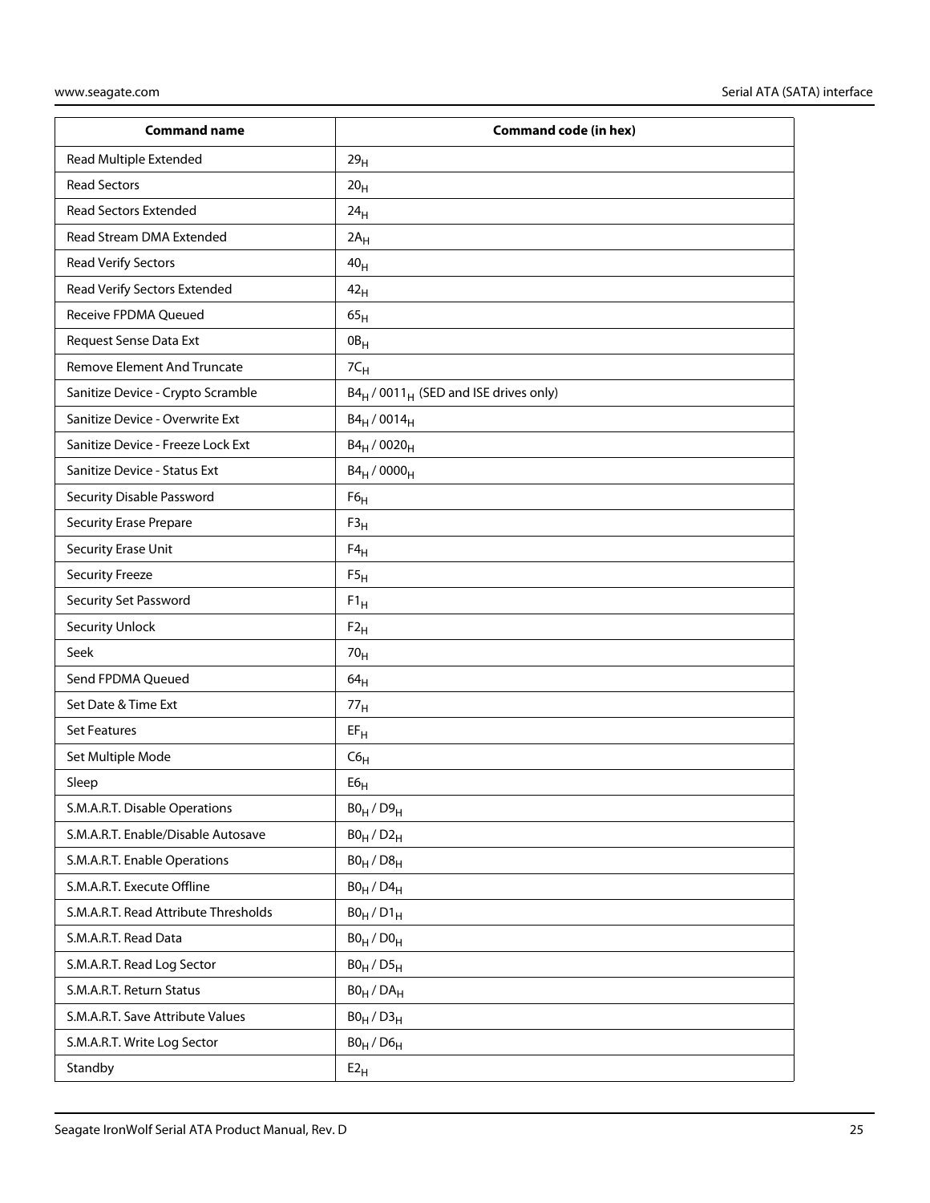| Command name | Command code (in hex) |
|---|---|
| Read Multiple Extended | $29_H$ |
| Read Sectors | $20_H$ |
| Read Sectors Extended | $24_H$ |
| Read Stream DMA Extended | $2A_H$ |
| Read Verify Sectors | $40_H$ |
| Read Verify Sectors Extended | $42_H$ |
| Receive FPDMA Queued | $65_H$ |
| Request Sense Data Ext | $0B_H$ |
| Remove Element And Truncate | $7C_H$ |
| Sanitize Device - Crypto Scramble | $B4_H$ / $0011_H$ (SED and ISE drives only) |
| Sanitize Device - Overwrite Ext | $B4_H$ / $0014_H$ |
| Sanitize Device - Freeze Lock Ext | $B4_H$ / $0020_H$ |
| Sanitize Device - Status Ext | $B4_H$ / $0000_H$ |
| Security Disable Password | $F6_H$ |
| Security Erase Prepare | $F3_H$ |
| Security Erase Unit | $F4_H$ |
| Security Freeze | $F5_H$ |
| Security Set Password | $F1_H$ |
| Security Unlock | $F2_H$ |
| Seek | $70_H$ |
| Send FPDMA Queued | $64_H$ |
| Set Date & Time Ext | $77_H$ |
| Set Features | $EF_H$ |
| Set Multiple Mode | $C6_H$ |
| Sleep | $E6_H$ |
| S.M.A.R.T. Disable Operations | $B0_H$ / $D9_H$ |
| S.M.A.R.T. Enable/Disable Autosave | $B0_H$ / $D2_H$ |
| S.M.A.R.T. Enable Operations | $B0_H$ / $D8_H$ |
| S.M.A.R.T. Execute Offline | $B0_H$ / $D4_H$ |
| S.M.A.R.T. Read Attribute Thresholds | $B0_H$ / $D1_H$ |
| S.M.A.R.T. Read Data | $B0_H$ / $D0_H$ |
| S.M.A.R.T. Read Log Sector | $B0_H$ / $D5_H$ |
| S.M.A.R.T. Return Status | $B0_H$ / $DA_H$ |
| S.M.A.R.T. Save Attribute Values | $B0_H$ / $D3_H$ |
| S.M.A.R.T. Write Log Sector | $B0_H$ / $D6_H$ |
| Standby | $E2_H$ |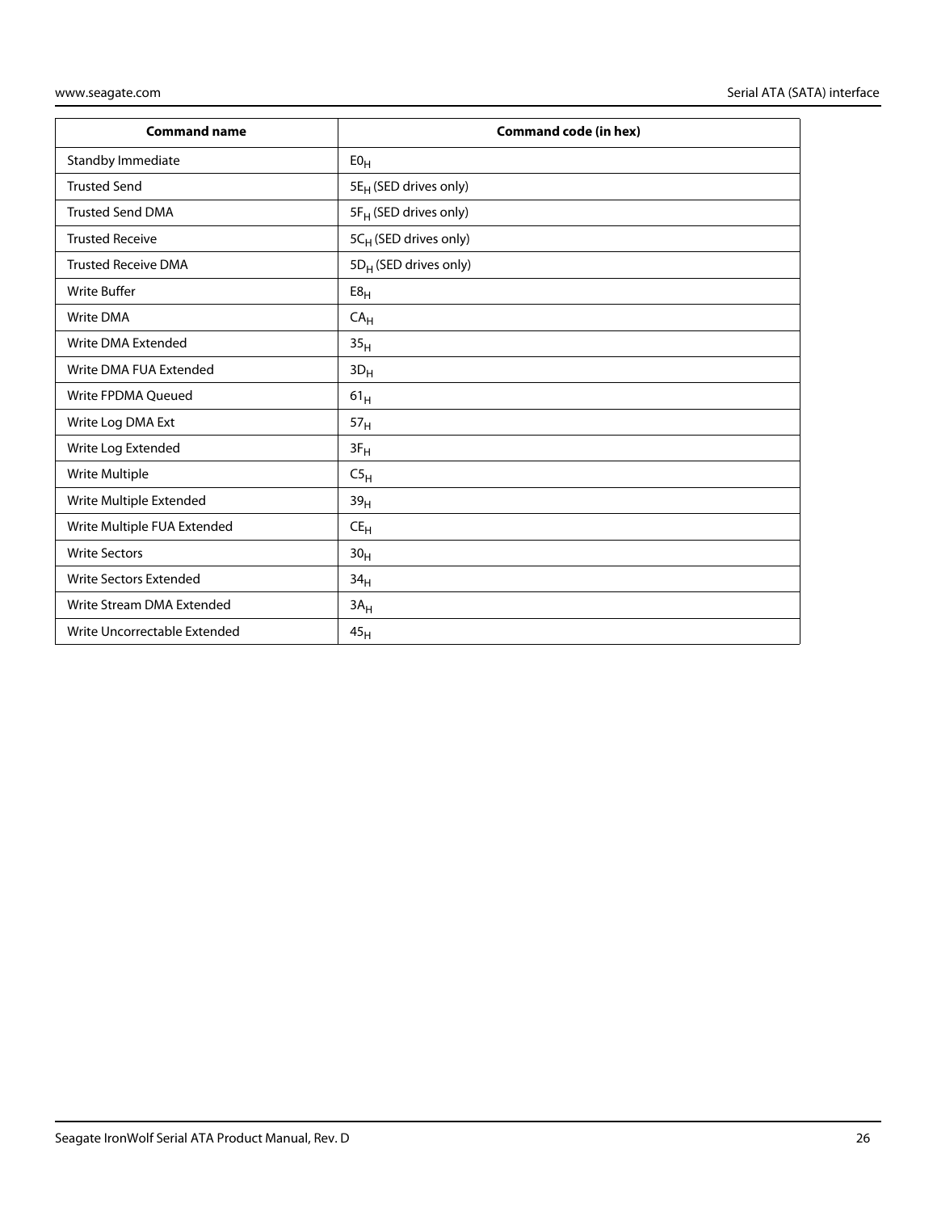| Command name | Command code (in hex) |
| --- | --- |
| Standby Immediate | $E0_H$ |
| Trusted Send | $5E_H$ (SED drives only) |
| Trusted Send DMA | $5F_H$ (SED drives only) |
| Trusted Receive | $5C_H$ (SED drives only) |
| Trusted Receive DMA | $5D_H$ (SED drives only) |
| Write Buffer | $E8_H$ |
| Write DMA | $CA_H$ |
| Write DMA Extended | $35_H$ |
| Write DMA FUA Extended | $3D_H$ |
| Write FPDMA Queued | $61_H$ |
| Write Log DMA Ext | $57_H$ |
| Write Log Extended | $3F_H$ |
| Write Multiple | $C5_H$ |
| Write Multiple Extended | $39_H$ |
| Write Multiple FUA Extended | $CE_H$ |
| Write Sectors | $30_H$ |
| Write Sectors Extended | $34_H$ |
| Write Stream DMA Extended | $3A_H$ |
| Write Uncorrectable Extended | $45_H$ |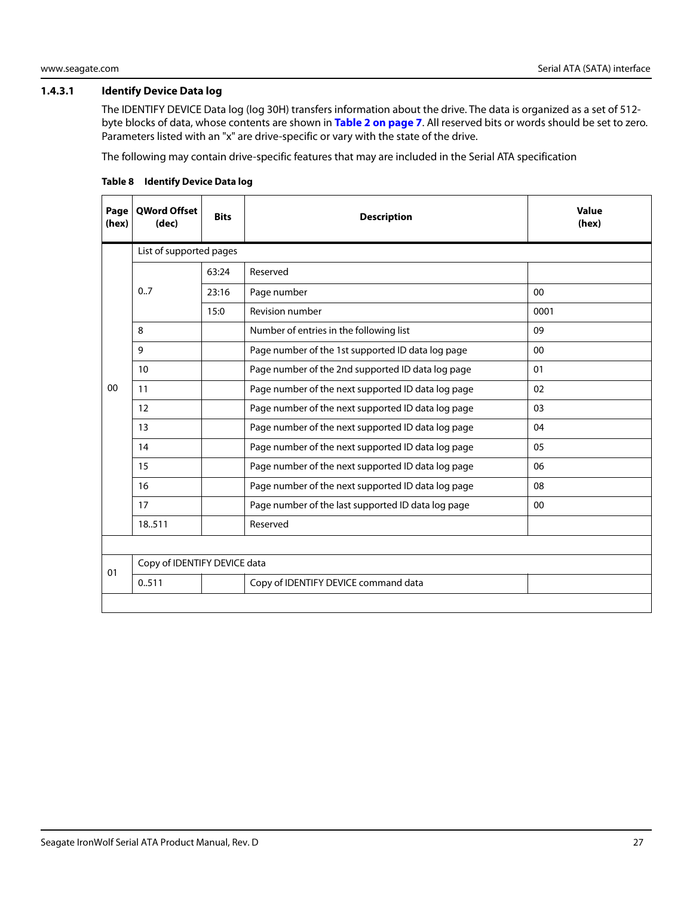#### 1.4.3.1 Identify Device Data log

The IDENTIFY DEVICE Data log (log 30H) transfers information about the drive. The data is organized as a set of 512-byte blocks of data, whose contents are shown in **Table 2 on page 7**. All reserved bits or words should be set to zero. Parameters listed with an "x" are drive-specific or vary with the state of the drive.

The following may contain drive-specific features that may are included in the Serial ATA specification

**Table 8 Identify Device Data log**

| Page (hex) | QWord Offset (dec) | Bits | Description | Value (hex) |
|---|---|---|---|---|
| 00 | List of supported pages | | | |
| | 0..7 | 63:24 | Reserved | |
| | | 23:16 | Page number | 00 |
| | | 15:0 | Revision number | 0001 |
| | 8 | | Number of entries in the following list | 09 |
| | 9 | | Page number of the 1st supported ID data log page | 00 |
| | 10 | | Page number of the 2nd supported ID data log page | 01 |
| | 11 | | Page number of the next supported ID data log page | 02 |
| | 12 | | Page number of the next supported ID data log page | 03 |
| | 13 | | Page number of the next supported ID data log page | 04 |
| | 14 | | Page number of the next supported ID data log page | 05 |
| | 15 | | Page number of the next supported ID data log page | 06 |
| | 16 | | Page number of the next supported ID data log page | 08 |
| | 17 | | Page number of the last supported ID data log page | 00 |
| | 18..511 | | Reserved | |
| | | | | |
| 01 | Copy of IDENTIFY DEVICE data | | | |
| | 0..511 | | Copy of IDENTIFY DEVICE command data | |
| | | | | |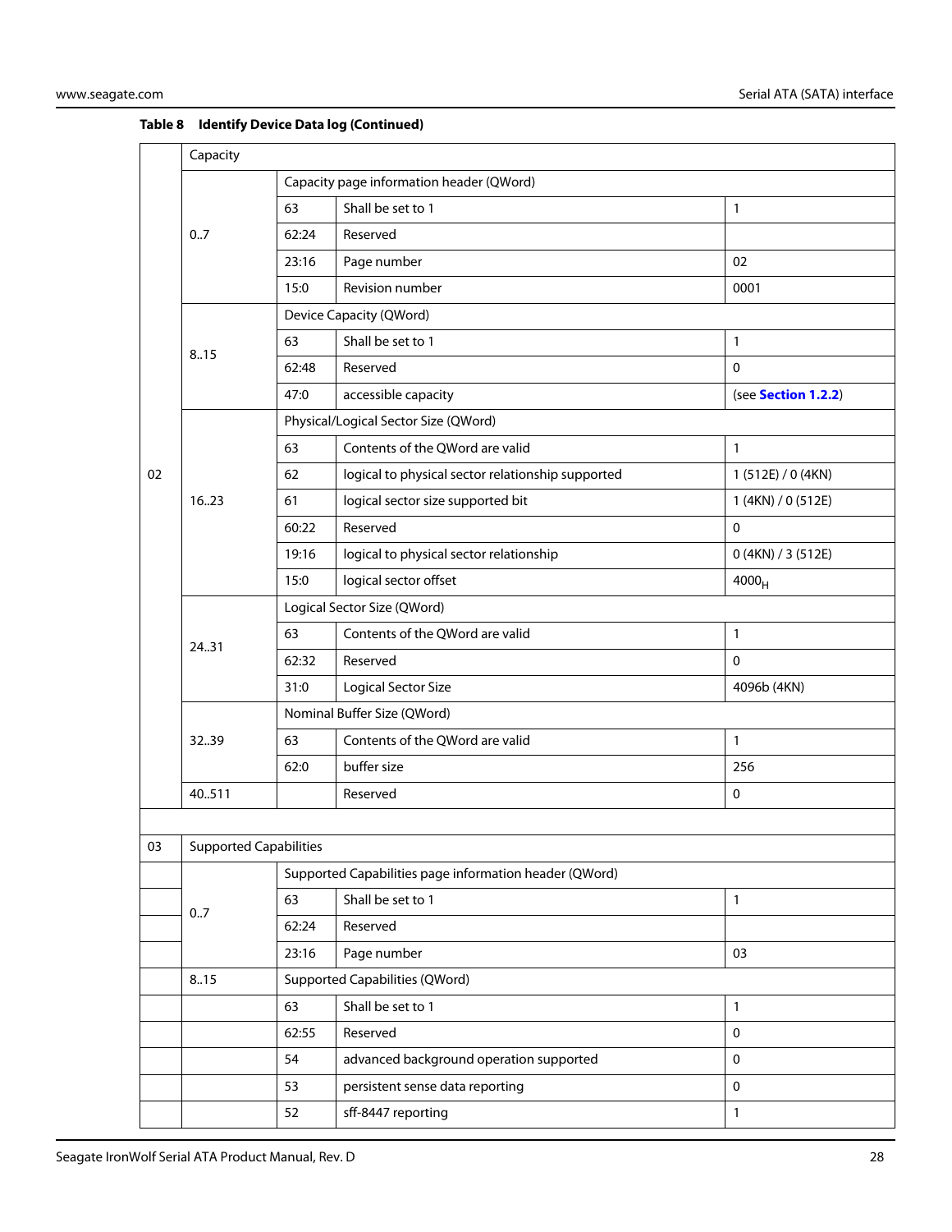**Table 8 Identify Device Data log (Continued)**

| | | | | |
|---|---|---|---|---|
| 02 | Capacity | | | |
| | 0..7 | Capacity page information header (QWord) | | |
| | | 63 | Shall be set to 1 | 1 |
| | | 62:24 | Reserved | |
| | | 23:16 | Page number | 02 |
| | | 15:0 | Revision number | 0001 |
| | 8..15 | Device Capacity (QWord) | | |
| | | 63 | Shall be set to 1 | 1 |
| | | 62:48 | Reserved | 0 |
| | | 47:0 | accessible capacity | (see **Section 1.2.2**) |
| | 16..23 | Physical/Logical Sector Size (QWord) | | |
| | | 63 | Contents of the QWord are valid | 1 |
| | | 62 | logical to physical sector relationship supported | 1 (512E) / 0 (4KN) |
| | | 61 | logical sector size supported bit | 1 (4KN) / 0 (512E) |
| | | 60:22 | Reserved | 0 |
| | | 19:16 | logical to physical sector relationship | 0 (4KN) / 3 (512E) |
| | | 15:0 | logical sector offset | $4000_H$ |
| | 24..31 | Logical Sector Size (QWord) | | |
| | | 63 | Contents of the QWord are valid | 1 |
| | | 62:32 | Reserved | 0 |
| | | 31:0 | Logical Sector Size | 4096b (4KN) |
| | 32..39 | Nominal Buffer Size (QWord) | | |
| | | 63 | Contents of the QWord are valid | 1 |
| | | 62:0 | buffer size | 256 |
| | 40..511 | | Reserved | 0 |
| | | | | |
| 03 | Supported Capabilities | | | |
| | 0..7 | Supported Capabilities page information header (QWord) | | |
| | | 63 | Shall be set to 1 | 1 |
| | | 62:24 | Reserved | |
| | | 23:16 | Page number | 03 |
| | 8..15 | Supported Capabilities (QWord) | | |
| | | 63 | Shall be set to 1 | 1 |
| | | 62:55 | Reserved | 0 |
| | | 54 | advanced background operation supported | 0 |
| | | 53 | persistent sense data reporting | 0 |
| | | 52 | sff-8447 reporting | 1 |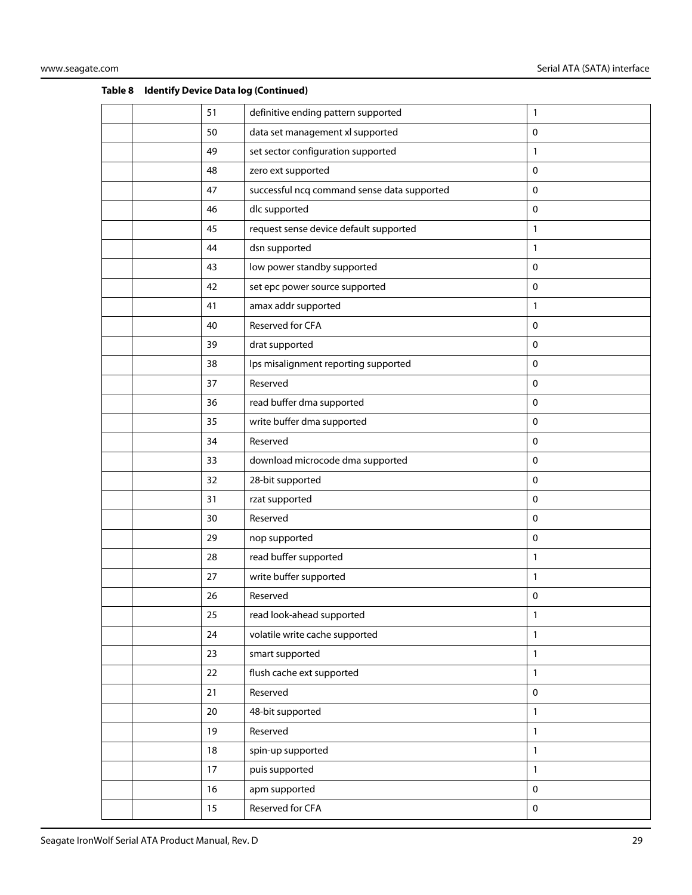**Table 8 Identify Device Data log (Continued)**

| | | | | |
|---|---|---|---|---|
| | | 51 | definitive ending pattern supported | 1 |
| | | 50 | data set management xl supported | 0 |
| | | 49 | set sector configuration supported | 1 |
| | | 48 | zero ext supported | 0 |
| | | 47 | successful ncq command sense data supported | 0 |
| | | 46 | dlc supported | 0 |
| | | 45 | request sense device default supported | 1 |
| | | 44 | dsn supported | 1 |
| | | 43 | low power standby supported | 0 |
| | | 42 | set epc power source supported | 0 |
| | | 41 | amax addr supported | 1 |
| | | 40 | Reserved for CFA | 0 |
| | | 39 | drat supported | 0 |
| | | 38 | lps misalignment reporting supported | 0 |
| | | 37 | Reserved | 0 |
| | | 36 | read buffer dma supported | 0 |
| | | 35 | write buffer dma supported | 0 |
| | | 34 | Reserved | 0 |
| | | 33 | download microcode dma supported | 0 |
| | | 32 | 28-bit supported | 0 |
| | | 31 | rzat supported | 0 |
| | | 30 | Reserved | 0 |
| | | 29 | nop supported | 0 |
| | | 28 | read buffer supported | 1 |
| | | 27 | write buffer supported | 1 |
| | | 26 | Reserved | 0 |
| | | 25 | read look-ahead supported | 1 |
| | | 24 | volatile write cache supported | 1 |
| | | 23 | smart supported | 1 |
| | | 22 | flush cache ext supported | 1 |
| | | 21 | Reserved | 0 |
| | | 20 | 48-bit supported | 1 |
| | | 19 | Reserved | 1 |
| | | 18 | spin-up supported | 1 |
| | | 17 | puis supported | 1 |
| | | 16 | apm supported | 0 |
| | | 15 | Reserved for CFA | 0 |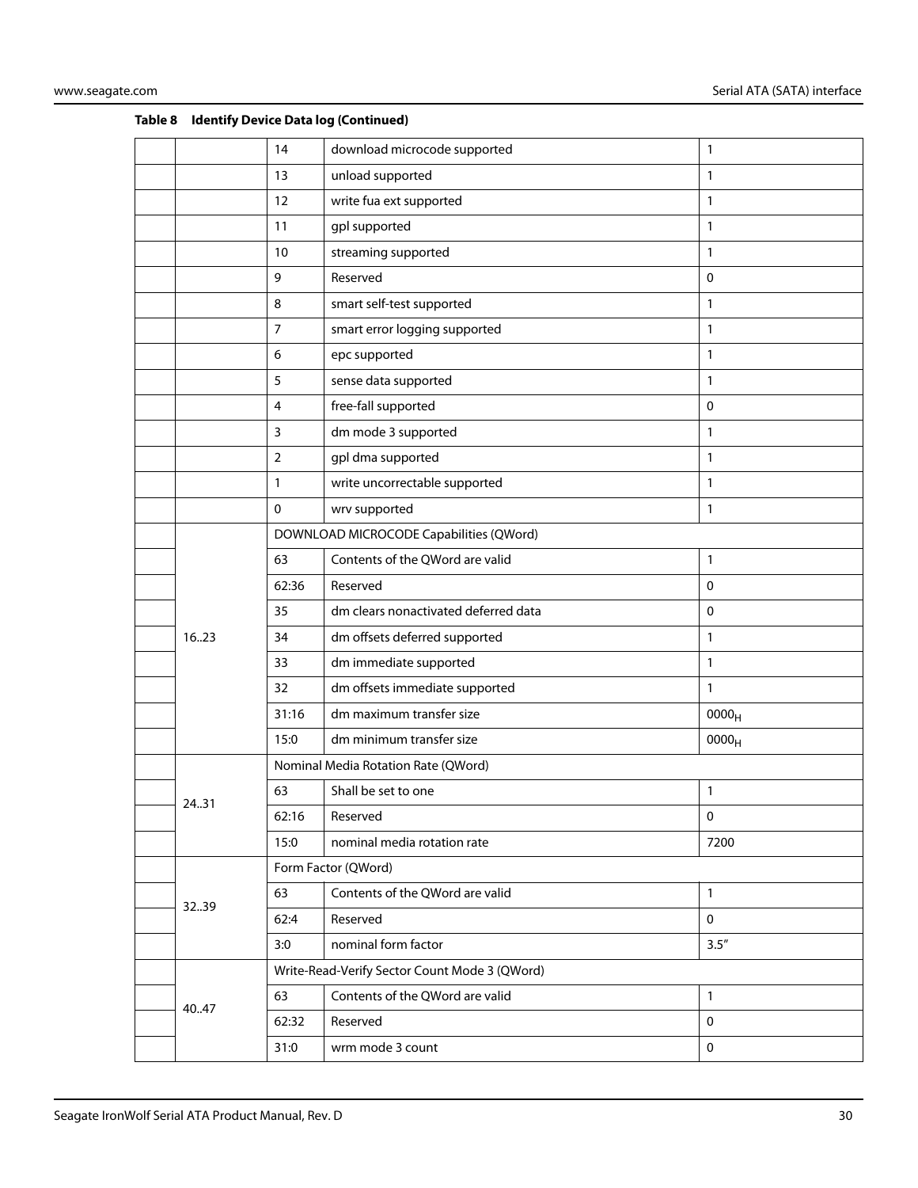**Table 8 Identify Device Data log (Continued)**

| | | | | |
|---|---|---|---|---|
| | | 14 | download microcode supported | 1 |
| | | 13 | unload supported | 1 |
| | | 12 | write fua ext supported | 1 |
| | | 11 | gpl supported | 1 |
| | | 10 | streaming supported | 1 |
| | | 9 | Reserved | 0 |
| | | 8 | smart self-test supported | 1 |
| | | 7 | smart error logging supported | 1 |
| | | 6 | epc supported | 1 |
| | | 5 | sense data supported | 1 |
| | | 4 | free-fall supported | 0 |
| | | 3 | dm mode 3 supported | 1 |
| | | 2 | gpl dma supported | 1 |
| | | 1 | write uncorrectable supported | 1 |
| | | 0 | wrv supported | 1 |
| | 16..23 | DOWNLOAD MICROCODE Capabilities (QWord) | | |
| | | 63 | Contents of the QWord are valid | 1 |
| | | 62:36 | Reserved | 0 |
| | | 35 | dm clears nonactivated deferred data | 0 |
| | | 34 | dm offsets deferred supported | 1 |
| | | 33 | dm immediate supported | 1 |
| | | 32 | dm offsets immediate supported | 1 |
| | | 31:16 | dm maximum transfer size | $0000_H$ |
| | | 15:0 | dm minimum transfer size | $0000_H$ |
| | 24..31 | Nominal Media Rotation Rate (QWord) | | |
| | | 63 | Shall be set to one | 1 |
| | | 62:16 | Reserved | 0 |
| | | 15:0 | nominal media rotation rate | 7200 |
| | 32..39 | Form Factor (QWord) | | |
| | | 63 | Contents of the QWord are valid | 1 |
| | | 62:4 | Reserved | 0 |
| | | 3:0 | nominal form factor | 3.5" |
| | 40..47 | Write-Read-Verify Sector Count Mode 3 (QWord) | | |
| | | 63 | Contents of the QWord are valid | 1 |
| | | 62:32 | Reserved | 0 |
| | | 31:0 | wrm mode 3 count | 0 |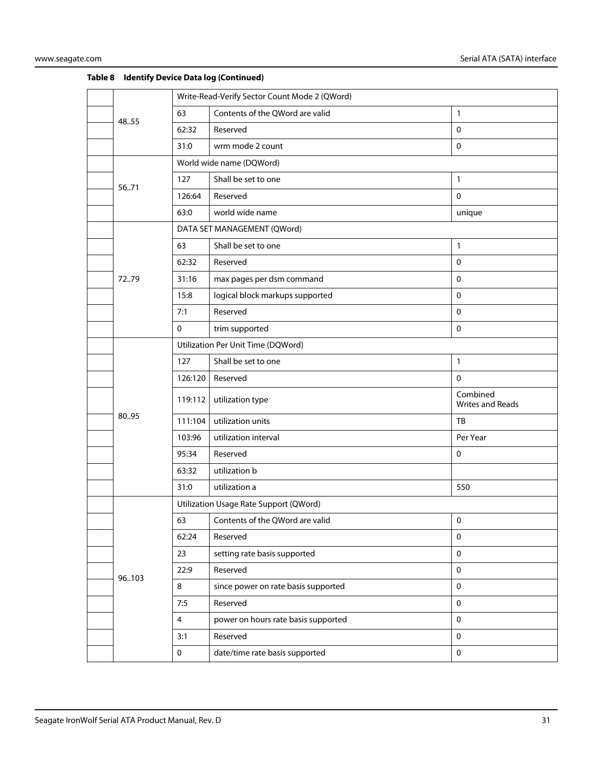**Table 8 Identify Device Data log (Continued)**

| | | | | |
|---|---|---|---|---|
| | 48..55 | Write-Read-Verify Sector Count Mode 2 (QWord) | | |
| | | 63 | Contents of the QWord are valid | 1 |
| | | 62:32 | Reserved | 0 |
| | | 31:0 | wrm mode 2 count | 0 |
| | 56..71 | World wide name (DQWord) | | |
| | | 127 | Shall be set to one | 1 |
| | | 126:64 | Reserved | 0 |
| | | 63:0 | world wide name | unique |
| | 72..79 | DATA SET MANAGEMENT (QWord) | | |
| | | 63 | Shall be set to one | 1 |
| | | 62:32 | Reserved | 0 |
| | | 31:16 | max pages per dsm command | 0 |
| | | 15:8 | logical block markups supported | 0 |
| | | 7:1 | Reserved | 0 |
| | | 0 | trim supported | 0 |
| | 80..95 | Utilization Per Unit Time (DQWord) | | |
| | | 127 | Shall be set to one | 1 |
| | | 126:120 | Reserved | 0 |
| | | 119:112 | utilization type | Combined Writes and Reads |
| | | 111:104 | utilization units | TB |
| | | 103:96 | utilization interval | Per Year |
| | | 95:34 | Reserved | 0 |
| | | 63:32 | utilization b | |
| | | 31:0 | utilization a | 550 |
| | 96..103 | Utilization Usage Rate Support (QWord) | | |
| | | 63 | Contents of the QWord are valid | 0 |
| | | 62:24 | Reserved | 0 |
| | | 23 | setting rate basis supported | 0 |
| | | 22:9 | Reserved | 0 |
| | | 8 | since power on rate basis supported | 0 |
| | | 7:5 | Reserved | 0 |
| | | 4 | power on hours rate basis supported | 0 |
| | | 3:1 | Reserved | 0 |
| | | 0 | date/time rate basis supported | 0 |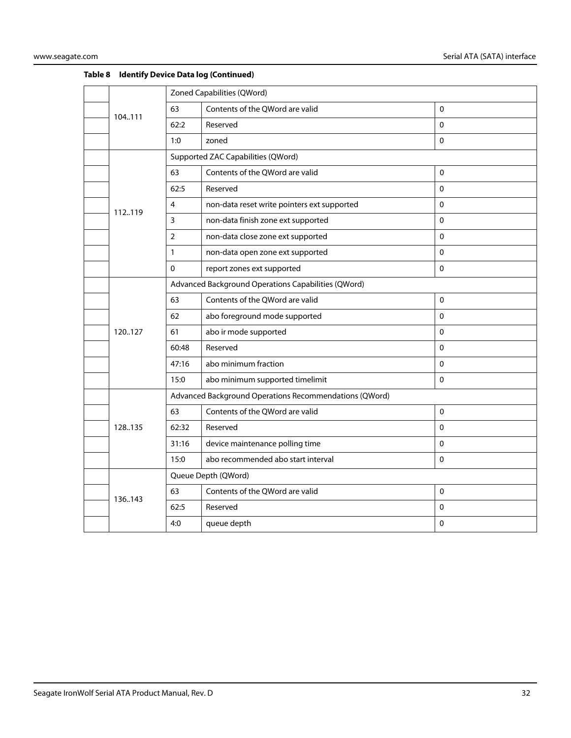**Table 8 Identify Device Data log (Continued)**

| | | | | |
|---|---|---|---|---|
| | 104..111 | Zoned Capabilities (QWord) | | |
| | | 63 | Contents of the QWord are valid | 0 |
| | | 62:2 | Reserved | 0 |
| | | 1:0 | zoned | 0 |
| | 112..119 | Supported ZAC Capabilities (QWord) | | |
| | | 63 | Contents of the QWord are valid | 0 |
| | | 62:5 | Reserved | 0 |
| | | 4 | non-data reset write pointers ext supported | 0 |
| | | 3 | non-data finish zone ext supported | 0 |
| | | 2 | non-data close zone ext supported | 0 |
| | | 1 | non-data open zone ext supported | 0 |
| | | 0 | report zones ext supported | 0 |
| | 120..127 | Advanced Background Operations Capabilities (QWord) | | |
| | | 63 | Contents of the QWord are valid | 0 |
| | | 62 | abo foreground mode supported | 0 |
| | | 61 | abo ir mode supported | 0 |
| | | 60:48 | Reserved | 0 |
| | | 47:16 | abo minimum fraction | 0 |
| | | 15:0 | abo minimum supported timelimit | 0 |
| | 128..135 | Advanced Background Operations Recommendations (QWord) | | |
| | | 63 | Contents of the QWord are valid | 0 |
| | | 62:32 | Reserved | 0 |
| | | 31:16 | device maintenance polling time | 0 |
| | | 15:0 | abo recommended abo start interval | 0 |
| | 136..143 | Queue Depth (QWord) | | |
| | | 63 | Contents of the QWord are valid | 0 |
| | | 62:5 | Reserved | 0 |
| | | 4:0 | queue depth | 0 |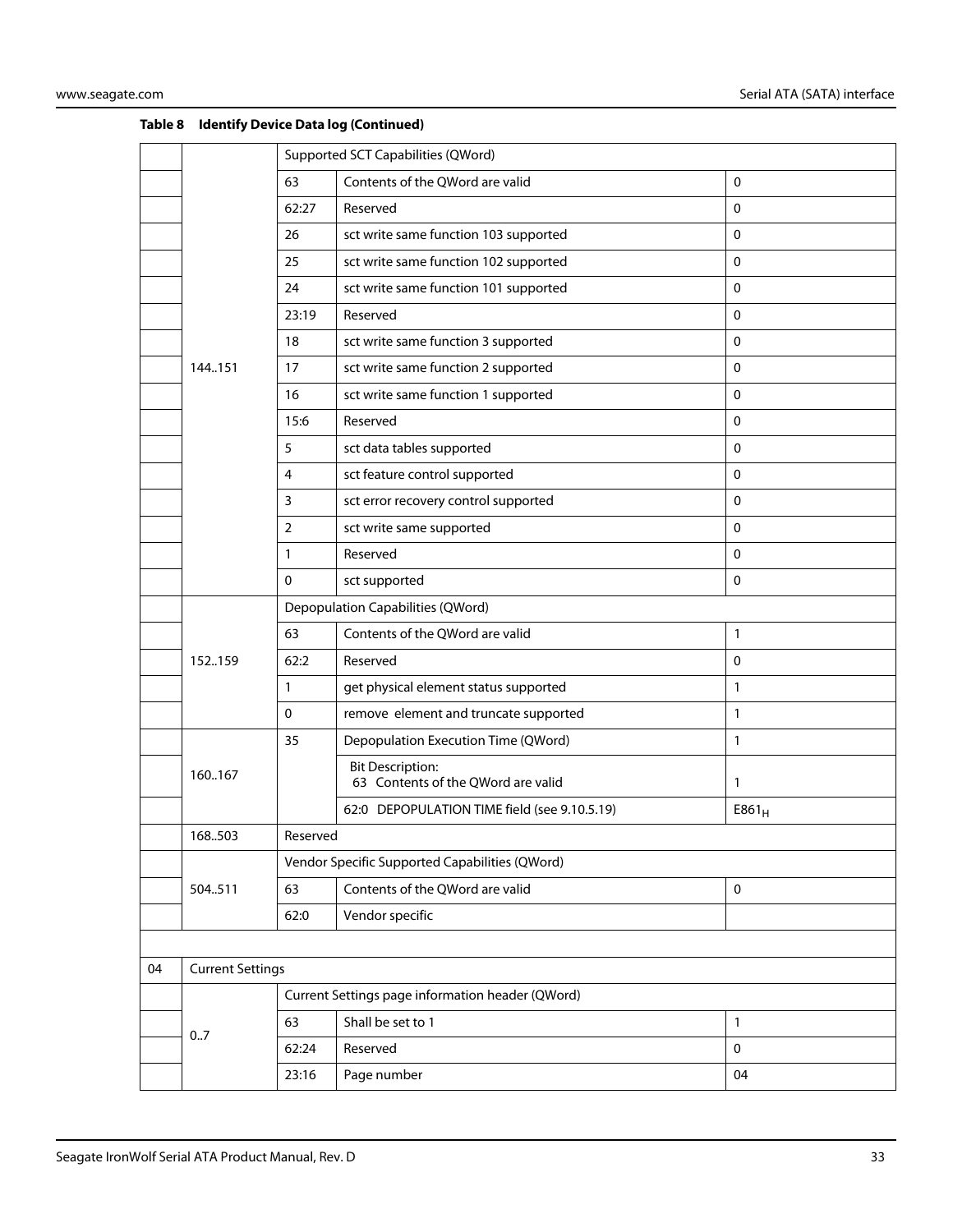**Table 8 Identify Device Data log (Continued)**

| | | | | |
|---|---|---|---|---|
| | 144..151 | Supported SCT Capabilities (QWord) | | |
| | | 63 | Contents of the QWord are valid | 0 |
| | | 62:27 | Reserved | 0 |
| | | 26 | sct write same function 103 supported | 0 |
| | | 25 | sct write same function 102 supported | 0 |
| | | 24 | sct write same function 101 supported | 0 |
| | | 23:19 | Reserved | 0 |
| | | 18 | sct write same function 3 supported | 0 |
| | | 17 | sct write same function 2 supported | 0 |
| | | 16 | sct write same function 1 supported | 0 |
| | | 15:6 | Reserved | 0 |
| | | 5 | sct data tables supported | 0 |
| | | 4 | sct feature control supported | 0 |
| | | 3 | sct error recovery control supported | 0 |
| | | 2 | sct write same supported | 0 |
| | | 1 | Reserved | 0 |
| | | 0 | sct supported | 0 |
| | 152..159 | Depopulation Capabilities (QWord) | | |
| | | 63 | Contents of the QWord are valid | 1 |
| | | 62:2 | Reserved | 0 |
| | | 1 | get physical element status supported | 1 |
| | | 0 | remove element and truncate supported | 1 |
| | 160..167 | 35 | Depopulation Execution Time (QWord) | 1 |
| | | | Bit Description:<br>63 Contents of the QWord are valid | 1 |
| | | | 62:0 DEPOPULATION TIME field (see 9.10.5.19) | $E861_H$ |
| | 168..503 | Reserved | | |
| | 504..511 | Vendor Specific Supported Capabilities (QWord) | | |
| | | 63 | Contents of the QWord are valid | 0 |
| | | 62:0 | Vendor specific | |
| | | | | |
| 04 | Current Settings | | | |
| | 0..7 | Current Settings page information header (QWord) | | |
| | | 63 | Shall be set to 1 | 1 |
| | | 62:24 | Reserved | 0 |
| | | 23:16 | Page number | 04 |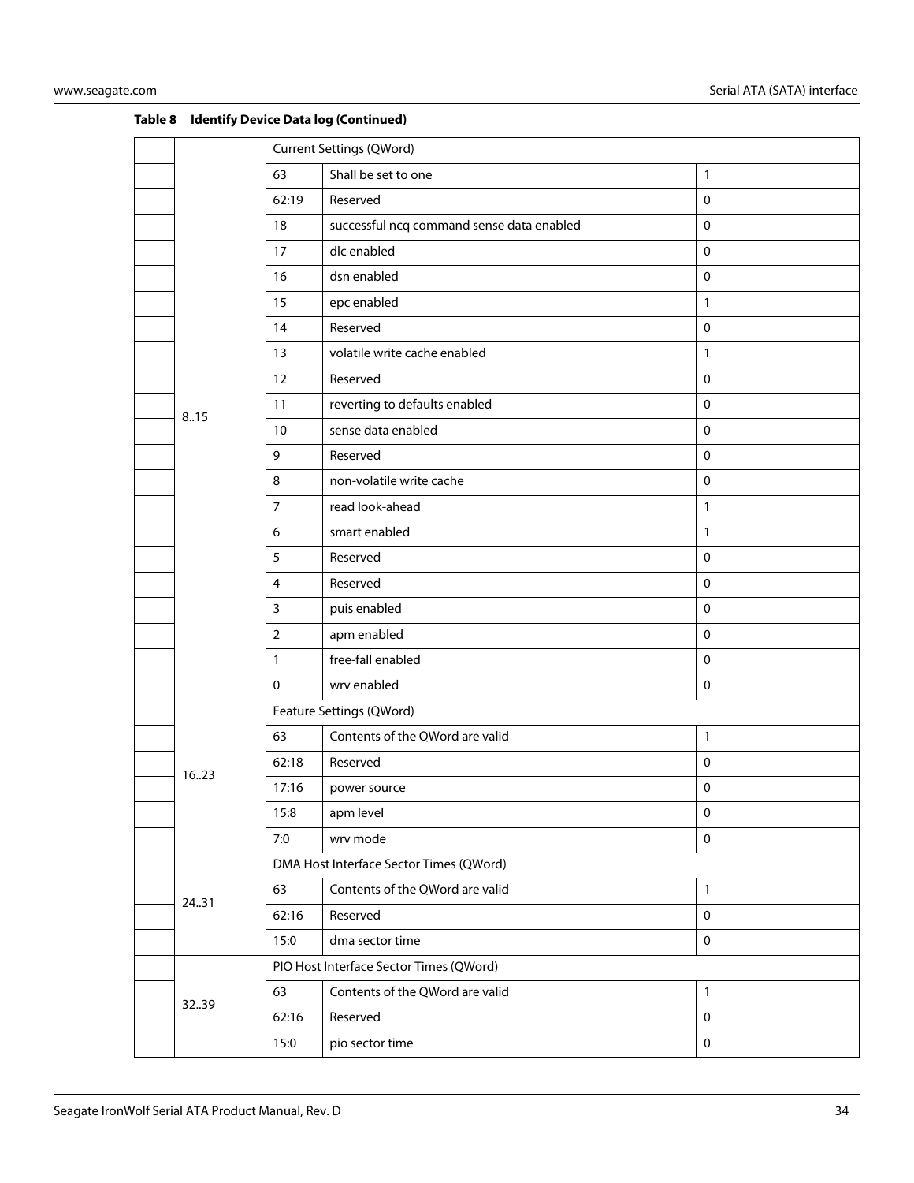**Table 8 Identify Device Data log (Continued)**

| | | | | |
|---|---|---|---|---|
| | 8..15 | Current Settings (QWord) | | |
| | | 63 | Shall be set to one | 1 |
| | | 62:19 | Reserved | 0 |
| | | 18 | successful ncq command sense data enabled | 0 |
| | | 17 | dlc enabled | 0 |
| | | 16 | dsn enabled | 0 |
| | | 15 | epc enabled | 1 |
| | | 14 | Reserved | 0 |
| | | 13 | volatile write cache enabled | 1 |
| | | 12 | Reserved | 0 |
| | | 11 | reverting to defaults enabled | 0 |
| | | 10 | sense data enabled | 0 |
| | | 9 | Reserved | 0 |
| | | 8 | non-volatile write cache | 0 |
| | | 7 | read look-ahead | 1 |
| | | 6 | smart enabled | 1 |
| | | 5 | Reserved | 0 |
| | | 4 | Reserved | 0 |
| | | 3 | puis enabled | 0 |
| | | 2 | apm enabled | 0 |
| | | 1 | free-fall enabled | 0 |
| | | 0 | wrv enabled | 0 |
| | 16..23 | Feature Settings (QWord) | | |
| | | 63 | Contents of the QWord are valid | 1 |
| | | 62:18 | Reserved | 0 |
| | | 17:16 | power source | 0 |
| | | 15:8 | apm level | 0 |
| | | 7:0 | wrv mode | 0 |
| | 24..31 | DMA Host Interface Sector Times (QWord) | | |
| | | 63 | Contents of the QWord are valid | 1 |
| | | 62:16 | Reserved | 0 |
| | | 15:0 | dma sector time | 0 |
| | 32..39 | PIO Host Interface Sector Times (QWord) | | |
| | | 63 | Contents of the QWord are valid | 1 |
| | | 62:16 | Reserved | 0 |
| | | 15:0 | pio sector time | 0 |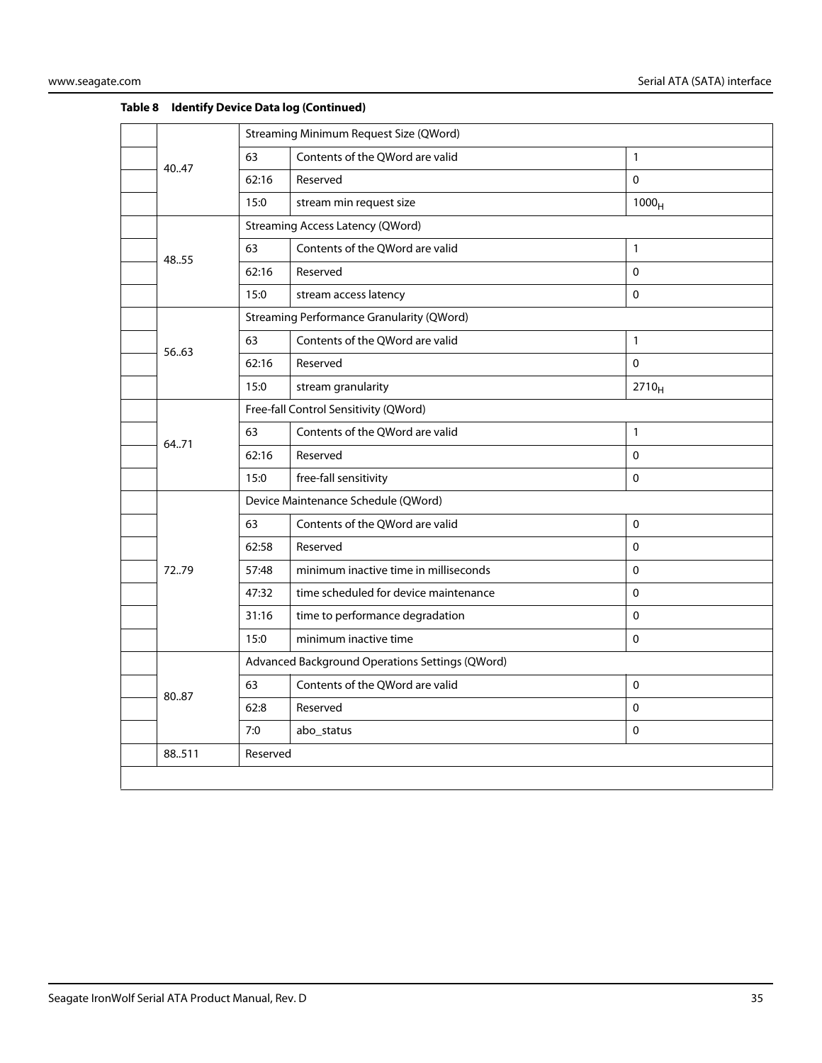**Table 8 Identify Device Data log (Continued)**

| | | | | |
|---|---|---|---|---|
| | 40..47 | Streaming Minimum Request Size (QWord) | | |
| | | 63 | Contents of the QWord are valid | 1 |
| | | 62:16 | Reserved | 0 |
| | | 15:0 | stream min request size | $1000_H$ |
| | 48..55 | Streaming Access Latency (QWord) | | |
| | | 63 | Contents of the QWord are valid | 1 |
| | | 62:16 | Reserved | 0 |
| | | 15:0 | stream access latency | 0 |
| | 56..63 | Streaming Performance Granularity (QWord) | | |
| | | 63 | Contents of the QWord are valid | 1 |
| | | 62:16 | Reserved | 0 |
| | | 15:0 | stream granularity | $2710_H$ |
| | 64..71 | Free-fall Control Sensitivity (QWord) | | |
| | | 63 | Contents of the QWord are valid | 1 |
| | | 62:16 | Reserved | 0 |
| | | 15:0 | free-fall sensitivity | 0 |
| | 72..79 | Device Maintenance Schedule (QWord) | | |
| | | 63 | Contents of the QWord are valid | 0 |
| | | 62:58 | Reserved | 0 |
| | | 57:48 | minimum inactive time in milliseconds | 0 |
| | | 47:32 | time scheduled for device maintenance | 0 |
| | | 31:16 | time to performance degradation | 0 |
| | | 15:0 | minimum inactive time | 0 |
| | 80..87 | Advanced Background Operations Settings (QWord) | | |
| | | 63 | Contents of the QWord are valid | 0 |
| | | 62:8 | Reserved | 0 |
| | | 7:0 | abo_status | 0 |
| | 88..511 | Reserved | | |
| | | | | |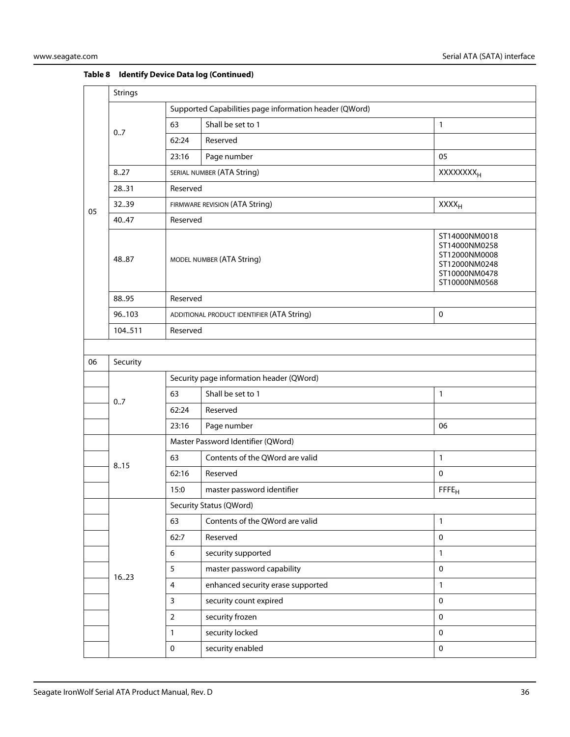**Table 8 Identify Device Data log (Continued)**

| | | | | |
|---|---|---|---|---|
| 05 | Strings | | | |
| | 0..7 | Supported Capabilities page information header (QWord) | | |
| | | 63 | Shall be set to 1 | 1 |
| | | 62:24 | Reserved | |
| | | 23:16 | Page number | 05 |
| | 8..27 | SERIAL NUMBER (ATA String) | | $XXXXXXXX_H$ |
| | 28..31 | Reserved | | |
| | 32..39 | FIRMWARE REVISION (ATA String) | | $XXXX_H$ |
| | 40..47 | Reserved | | |
| | 48..87 | MODEL NUMBER (ATA String) | | ST14000NM0018<br>ST14000NM0258<br>ST12000NM0008<br>ST12000NM0248<br>ST10000NM0478<br>ST10000NM0568 |
| | 88..95 | Reserved | | |
| | 96..103 | ADDITIONAL PRODUCT IDENTIFIER (ATA String) | | 0 |
| | 104..511 | Reserved | | |
| | | | | |
| 06 | Security | | | |
| | 0..7 | Security page information header (QWord) | | |
| | | 63 | Shall be set to 1 | 1 |
| | | 62:24 | Reserved | |
| | | 23:16 | Page number | 06 |
| | 8..15 | Master Password Identifier (QWord) | | |
| | | 63 | Contents of the QWord are valid | 1 |
| | | 62:16 | Reserved | 0 |
| | | 15:0 | master password identifier | $FFFE_H$ |
| | 16..23 | Security Status (QWord) | | |
| | | 63 | Contents of the QWord are valid | 1 |
| | | 62:7 | Reserved | 0 |
| | | 6 | security supported | 1 |
| | | 5 | master password capability | 0 |
| | | 4 | enhanced security erase supported | 1 |
| | | 3 | security count expired | 0 |
| | | 2 | security frozen | 0 |
| | | 1 | security locked | 0 |
| | | 0 | security enabled | 0 |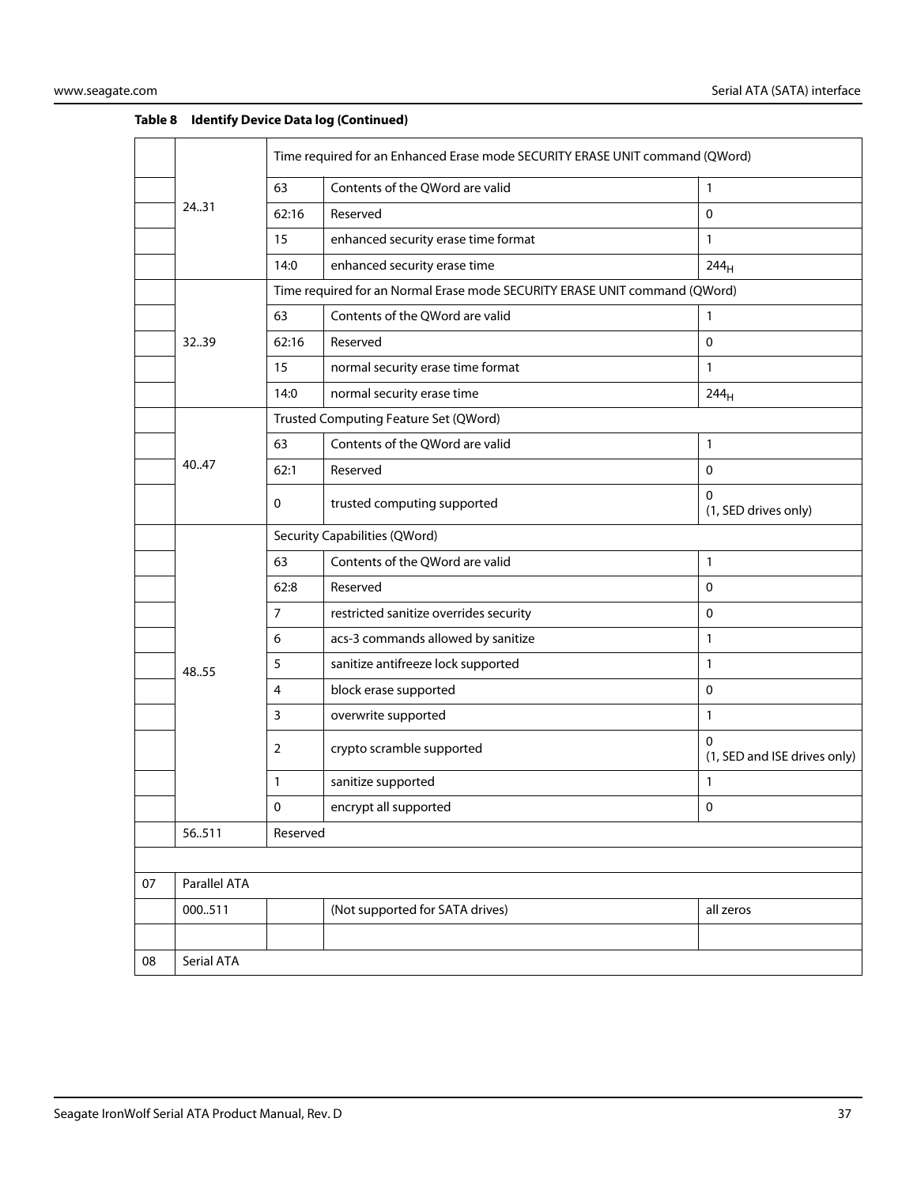**Table 8 Identify Device Data log (Continued)**

| | | | | |
|---|---|---|---|---|
| | 24..31 | Time required for an Enhanced Erase mode SECURITY ERASE UNIT command (QWord) | | |
| | | 63 | Contents of the QWord are valid | 1 |
| | | 62:16 | Reserved | 0 |
| | | 15 | enhanced security erase time format | 1 |
| | | 14:0 | enhanced security erase time | $244_H$ |
| | 32..39 | Time required for an Normal Erase mode SECURITY ERASE UNIT command (QWord) | | |
| | | 63 | Contents of the QWord are valid | 1 |
| | | 62:16 | Reserved | 0 |
| | | 15 | normal security erase time format | 1 |
| | | 14:0 | normal security erase time | $244_H$ |
| | 40..47 | Trusted Computing Feature Set (QWord) | | |
| | | 63 | Contents of the QWord are valid | 1 |
| | | 62:1 | Reserved | 0 |
| | | 0 | trusted computing supported | 0 (1, SED drives only) |
| | 48..55 | Security Capabilities (QWord) | | |
| | | 63 | Contents of the QWord are valid | 1 |
| | | 62:8 | Reserved | 0 |
| | | 7 | restricted sanitize overrides security | 0 |
| | | 6 | acs-3 commands allowed by sanitize | 1 |
| | | 5 | sanitize antifreeze lock supported | 1 |
| | | 4 | block erase supported | 0 |
| | | 3 | overwrite supported | 1 |
| | | 2 | crypto scramble supported | 0 (1, SED and ISE drives only) |
| | | 1 | sanitize supported | 1 |
| | | 0 | encrypt all supported | 0 |
| | 56..511 | Reserved | | |
| | | | | |
| 07 | Parallel ATA | | | |
| | 000..511 | | (Not supported for SATA drives) | all zeros |
| | | | | |
| 08 | Serial ATA | | | |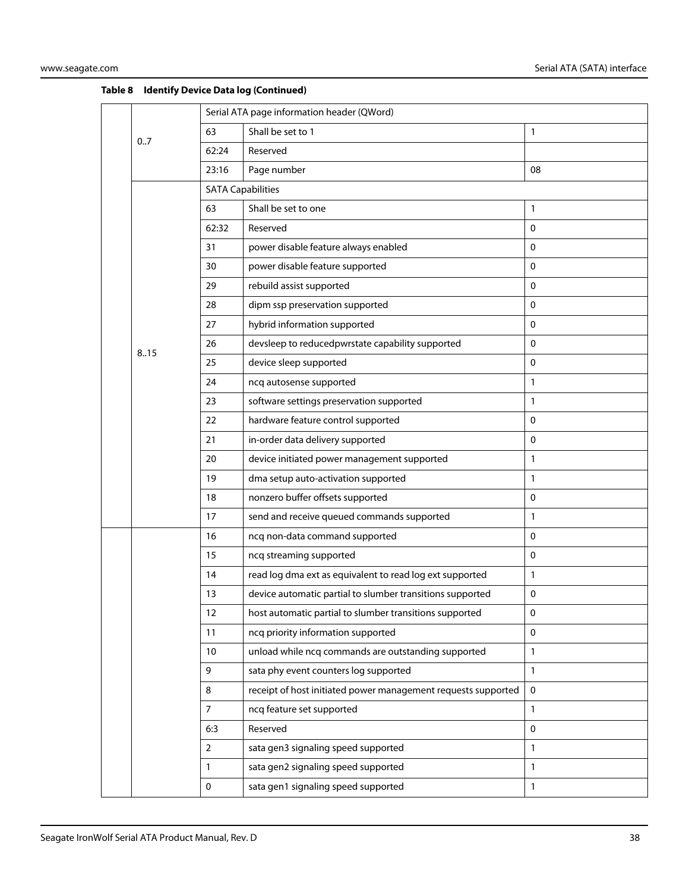**Table 8 Identify Device Data log (Continued)**

| | | | | |
|---|---|---|---|---|
| | 0..7 | Serial ATA page information header (QWord) | | |
| | | 63 | Shall be set to 1 | 1 |
| | | 62:24 | Reserved | |
| | | 23:16 | Page number | 08 |
| | 8..15 | SATA Capabilities | | |
| | | 63 | Shall be set to one | 1 |
| | | 62:32 | Reserved | 0 |
| | | 31 | power disable feature always enabled | 0 |
| | | 30 | power disable feature supported | 0 |
| | | 29 | rebuild assist supported | 0 |
| | | 28 | dipm ssp preservation supported | 0 |
| | | 27 | hybrid information supported | 0 |
| | | 26 | devsleep to reducedpwrstate capability supported | 0 |
| | | 25 | device sleep supported | 0 |
| | | 24 | ncq autosense supported | 1 |
| | | 23 | software settings preservation supported | 1 |
| | | 22 | hardware feature control supported | 0 |
| | | 21 | in-order data delivery supported | 0 |
| | | 20 | device initiated power management supported | 1 |
| | | 19 | dma setup auto-activation supported | 1 |
| | | 18 | nonzero buffer offsets supported | 0 |
| | | 17 | send and receive queued commands supported | 1 |
| | | 16 | ncq non-data command supported | 0 |
| | | 15 | ncq streaming supported | 0 |
| | | 14 | read log dma ext as equivalent to read log ext supported | 1 |
| | | 13 | device automatic partial to slumber transitions supported | 0 |
| | | 12 | host automatic partial to slumber transitions supported | 0 |
| | | 11 | ncq priority information supported | 0 |
| | | 10 | unload while ncq commands are outstanding supported | 1 |
| | | 9 | sata phy event counters log supported | 1 |
| | | 8 | receipt of host initiated power management requests supported | 0 |
| | | 7 | ncq feature set supported | 1 |
| | | 6:3 | Reserved | 0 |
| | | 2 | sata gen3 signaling speed supported | 1 |
| | | 1 | sata gen2 signaling speed supported | 1 |
| | | 0 | sata gen1 signaling speed supported | 1 |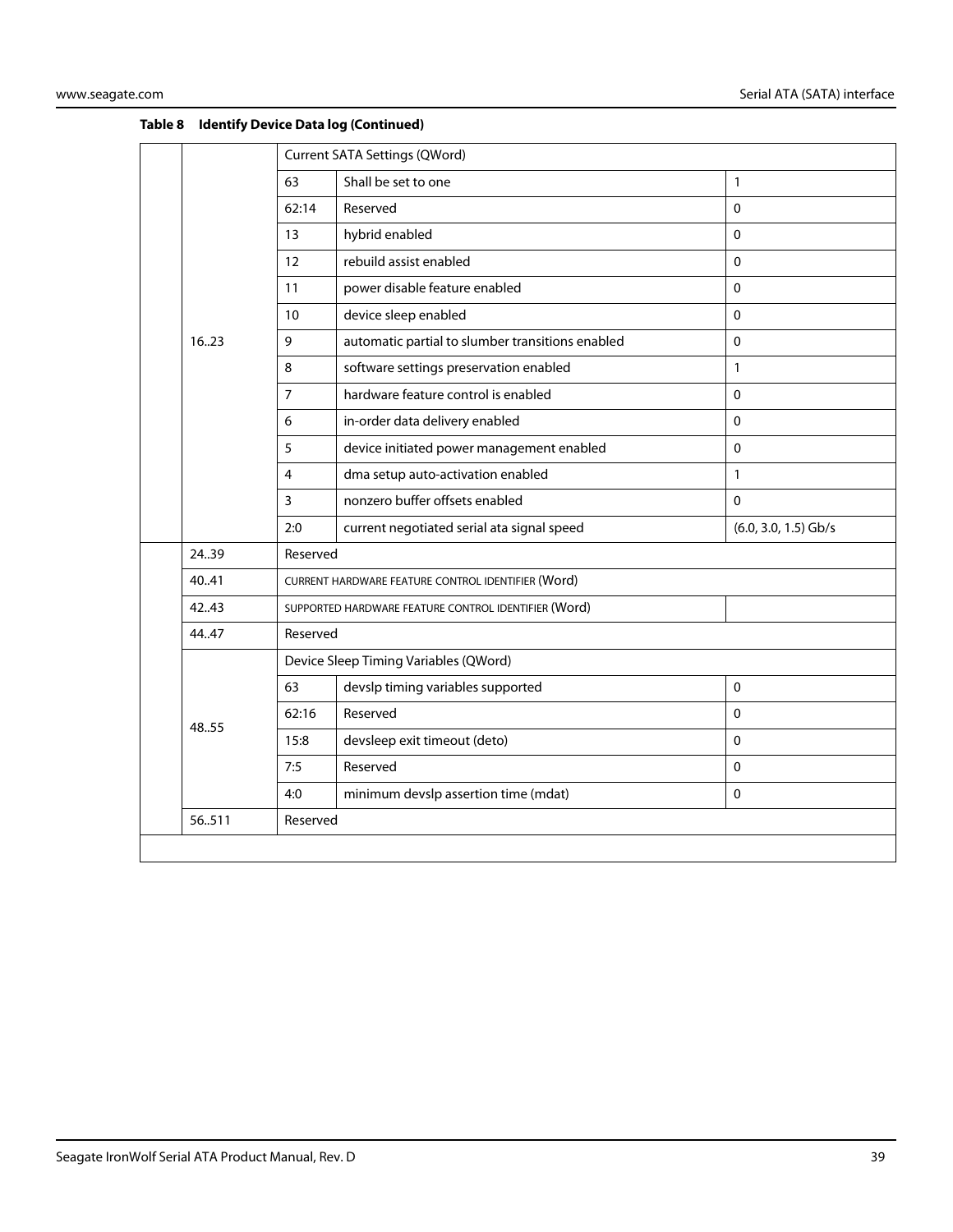**Table 8 Identify Device Data log (Continued)**

| | | | | |
|---|---|---|---|---|
| | 16..23 | Current SATA Settings (QWord) | | |
| | | 63 | Shall be set to one | 1 |
| | | 62:14 | Reserved | 0 |
| | | 13 | hybrid enabled | 0 |
| | | 12 | rebuild assist enabled | 0 |
| | | 11 | power disable feature enabled | 0 |
| | | 10 | device sleep enabled | 0 |
| | | 9 | automatic partial to slumber transitions enabled | 0 |
| | | 8 | software settings preservation enabled | 1 |
| | | 7 | hardware feature control is enabled | 0 |
| | | 6 | in-order data delivery enabled | 0 |
| | | 5 | device initiated power management enabled | 0 |
| | | 4 | dma setup auto-activation enabled | 1 |
| | | 3 | nonzero buffer offsets enabled | 0 |
| | | 2:0 | current negotiated serial ata signal speed | (6.0, 3.0, 1.5) Gb/s |
| | 24..39 | Reserved | | |
| | 40..41 | CURRENT HARDWARE FEATURE CONTROL IDENTIFIER (Word) | | |
| | 42..43 | SUPPORTED HARDWARE FEATURE CONTROL IDENTIFIER (Word) | | |
| | 44..47 | Reserved | | |
| | 48..55 | Device Sleep Timing Variables (QWord) | | |
| | | 63 | devslp timing variables supported | 0 |
| | | 62:16 | Reserved | 0 |
| | | 15:8 | devsleep exit timeout (deto) | 0 |
| | | 7:5 | Reserved | 0 |
| | | 4:0 | minimum devslp assertion time (mdat) | 0 |
| | 56..511 | Reserved | | |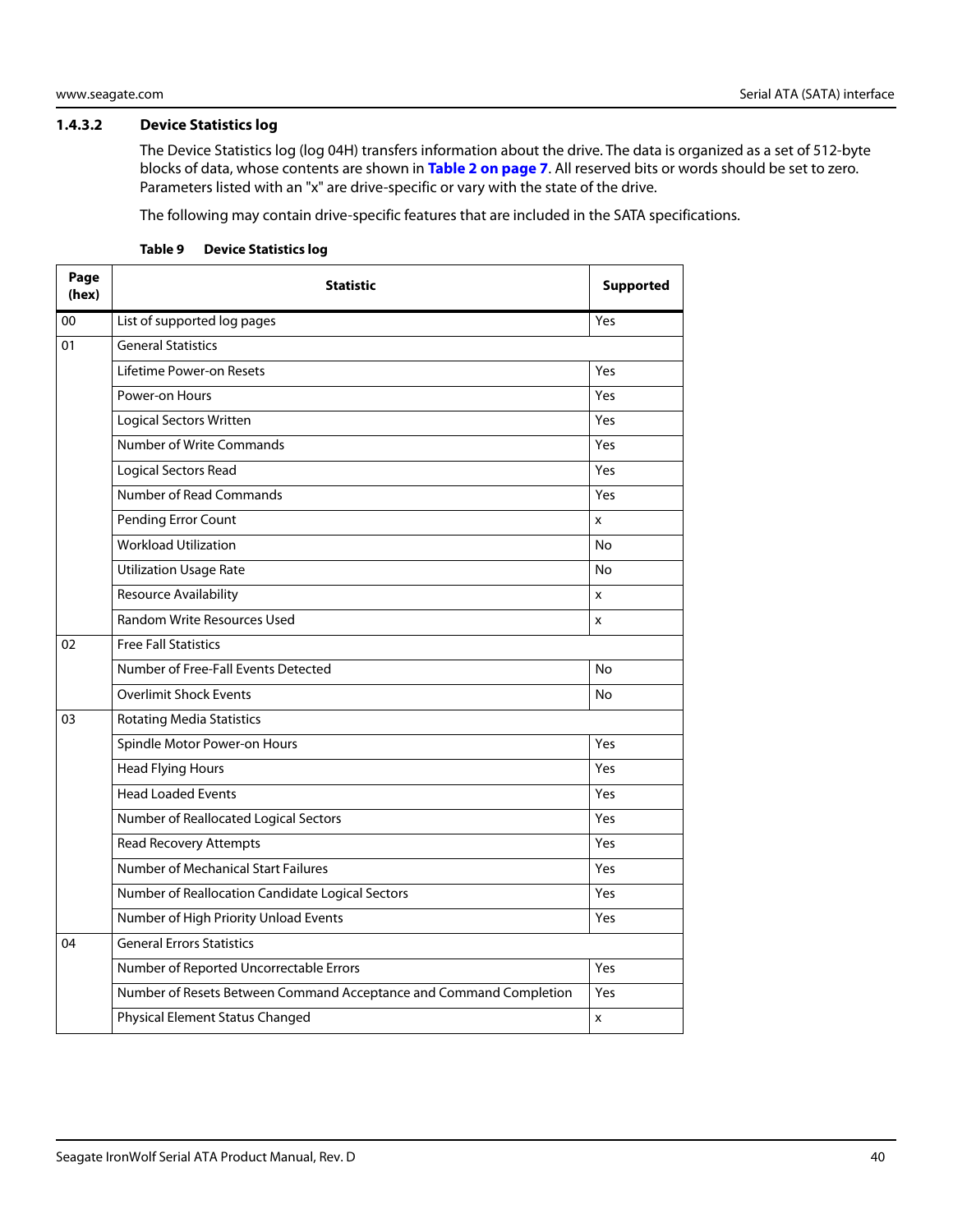### 1.4.3.2 Device Statistics log

The Device Statistics log (log 04H) transfers information about the drive. The data is organized as a set of 512-byte blocks of data, whose contents are shown in **Table 2 on page 7**. All reserved bits or words should be set to zero. Parameters listed with an "x" are drive-specific or vary with the state of the drive.

The following may contain drive-specific features that are included in the SATA specifications.

**Table 9 Device Statistics log**

| Page (hex) | Statistic | Supported |
|---|---|---|
| 00 | List of supported log pages | Yes |
| 01 | General Statistics | |
| | Lifetime Power-on Resets | Yes |
| | Power-on Hours | Yes |
| | Logical Sectors Written | Yes |
| | Number of Write Commands | Yes |
| | Logical Sectors Read | Yes |
| | Number of Read Commands | Yes |
| | Pending Error Count | x |
| | Workload Utilization | No |
| | Utilization Usage Rate | No |
| | Resource Availability | x |
| | Random Write Resources Used | x |
| 02 | Free Fall Statistics | |
| | Number of Free-Fall Events Detected | No |
| | Overlimit Shock Events | No |
| 03 | Rotating Media Statistics | |
| | Spindle Motor Power-on Hours | Yes |
| | Head Flying Hours | Yes |
| | Head Loaded Events | Yes |
| | Number of Reallocated Logical Sectors | Yes |
| | Read Recovery Attempts | Yes |
| | Number of Mechanical Start Failures | Yes |
| | Number of Reallocation Candidate Logical Sectors | Yes |
| | Number of High Priority Unload Events | Yes |
| 04 | General Errors Statistics | |
| | Number of Reported Uncorrectable Errors | Yes |
| | Number of Resets Between Command Acceptance and Command Completion | Yes |
| | Physical Element Status Changed | x |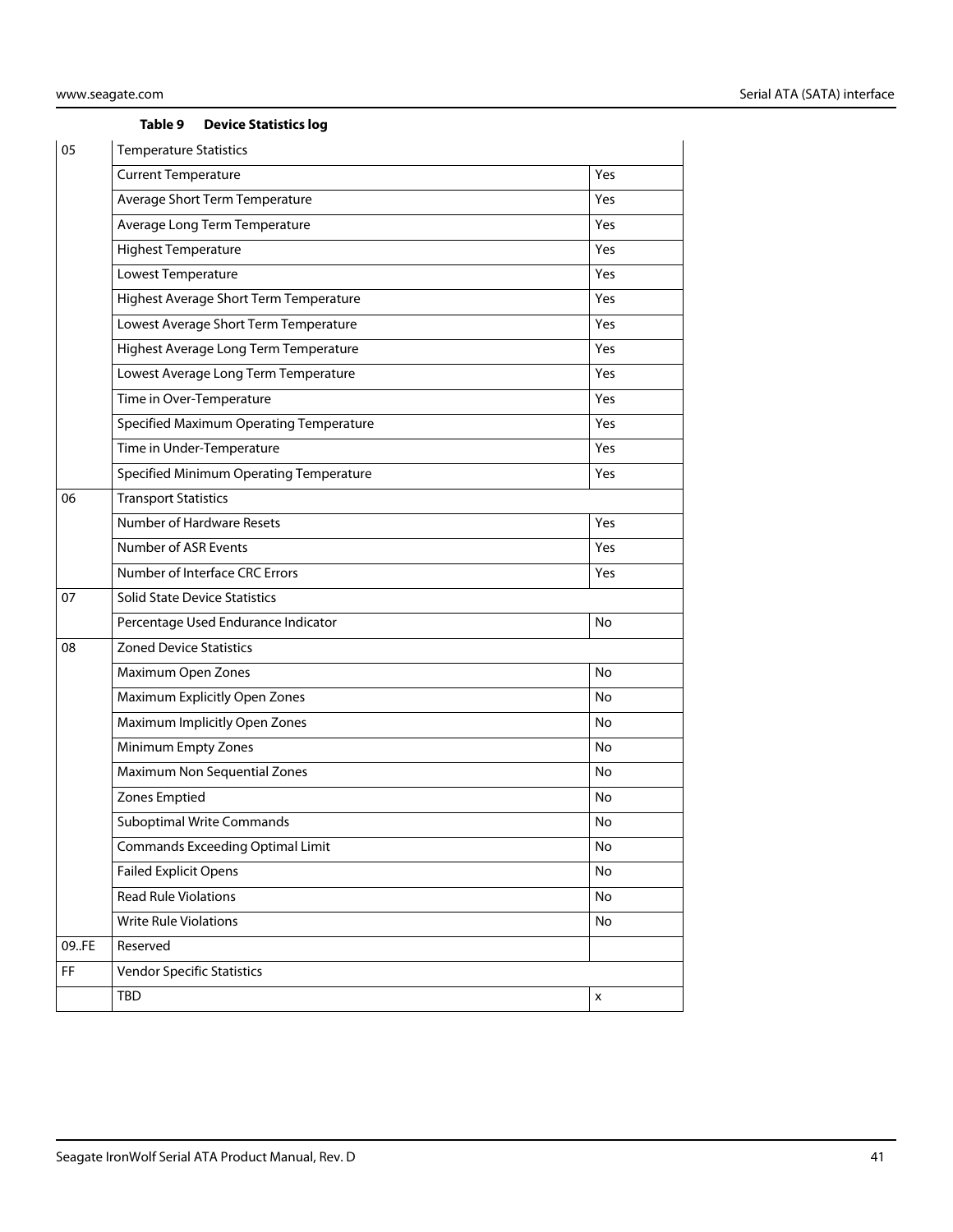**Table 9 Device Statistics log**

| | | |
|---|---|---|
| 05 | Temperature Statistics | |
| | Current Temperature | Yes |
| | Average Short Term Temperature | Yes |
| | Average Long Term Temperature | Yes |
| | Highest Temperature | Yes |
| | Lowest Temperature | Yes |
| | Highest Average Short Term Temperature | Yes |
| | Lowest Average Short Term Temperature | Yes |
| | Highest Average Long Term Temperature | Yes |
| | Lowest Average Long Term Temperature | Yes |
| | Time in Over-Temperature | Yes |
| | Specified Maximum Operating Temperature | Yes |
| | Time in Under-Temperature | Yes |
| | Specified Minimum Operating Temperature | Yes |
| 06 | Transport Statistics | |
| | Number of Hardware Resets | Yes |
| | Number of ASR Events | Yes |
| | Number of Interface CRC Errors | Yes |
| 07 | Solid State Device Statistics | |
| | Percentage Used Endurance Indicator | No |
| 08 | Zoned Device Statistics | |
| | Maximum Open Zones | No |
| | Maximum Explicitly Open Zones | No |
| | Maximum Implicitly Open Zones | No |
| | Minimum Empty Zones | No |
| | Maximum Non Sequential Zones | No |
| | Zones Emptied | No |
| | Suboptimal Write Commands | No |
| | Commands Exceeding Optimal Limit | No |
| | Failed Explicit Opens | No |
| | Read Rule Violations | No |
| | Write Rule Violations | No |
| 09..FE | Reserved | |
| FF | Vendor Specific Statistics | |
| | TBD | x |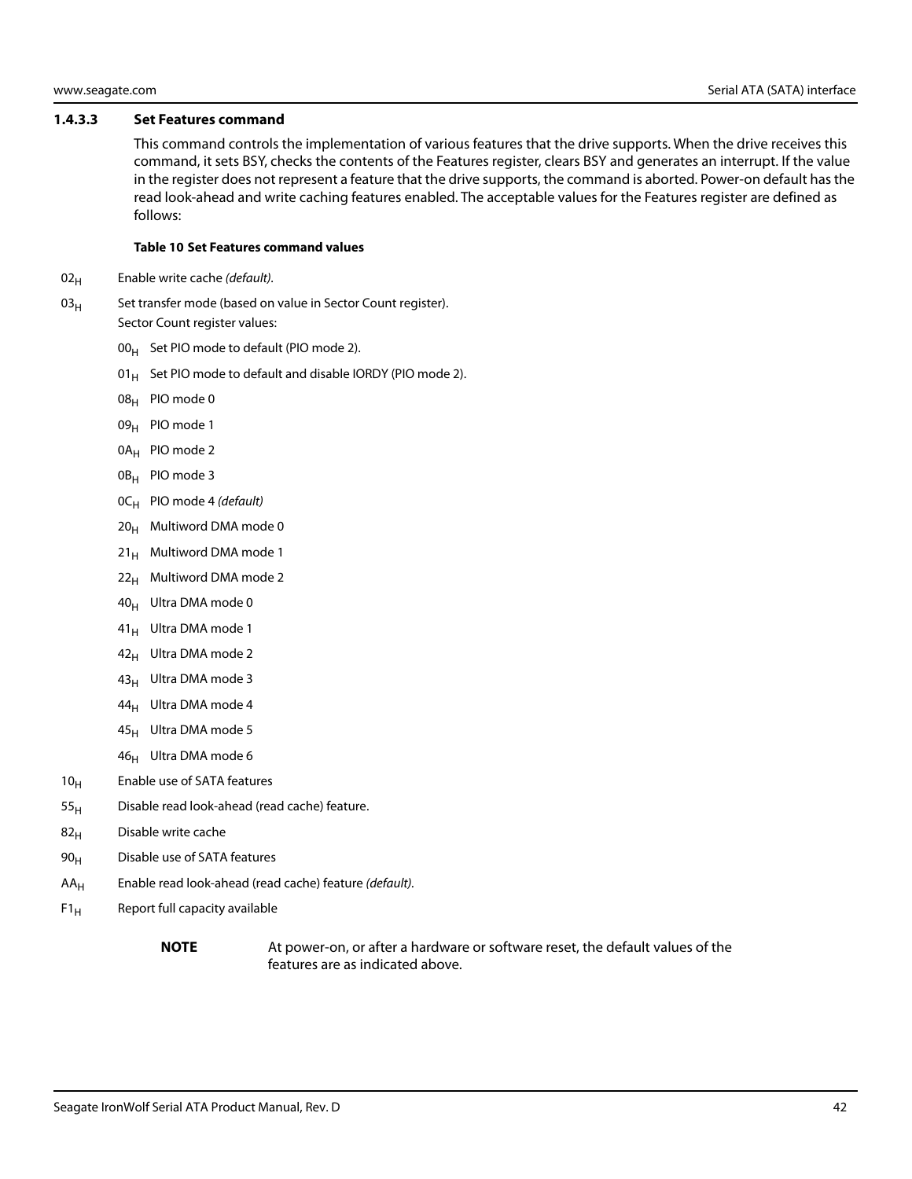#### 1.4.3.3 Set Features command

This command controls the implementation of various features that the drive supports. When the drive receives this command, it sets BSY, checks the contents of the Features register, clears BSY and generates an interrupt. If the value in the register does not represent a feature that the drive supports, the command is aborted. Power-on default has the read look-ahead and write caching features enabled. The acceptable values for the Features register are defined as follows:

**Table 10 Set Features command values**

- $02_H$ Enable write cache *(default)*.
- $03_H$ Set transfer mode (based on value in Sector Count register).
  Sector Count register values:
  - $00_H$ Set PIO mode to default (PIO mode 2).
  - $01_H$ Set PIO mode to default and disable IORDY (PIO mode 2).
  - $08_H$ PIO mode 0
  - $09_H$ PIO mode 1
  - $0A_H$ PIO mode 2
  - $0B_H$ PIO mode 3
  - $0C_H$ PIO mode 4 *(default)*
  - $20_H$ Multiword DMA mode 0
  - $21_H$ Multiword DMA mode 1
  - $22_H$ Multiword DMA mode 2
  - $40_H$ Ultra DMA mode 0
  - $41_H$ Ultra DMA mode 1
  - $42_H$ Ultra DMA mode 2
  - $43_H$ Ultra DMA mode 3
  - $44_H$ Ultra DMA mode 4
  - $45_H$ Ultra DMA mode 5
  - $46_H$ Ultra DMA mode 6
- $10_H$ Enable use of SATA features
- $55_H$ Disable read look-ahead (read cache) feature.
- $82_H$ Disable write cache
- $90_H$ Disable use of SATA features
- $AA_H$ Enable read look-ahead (read cache) feature *(default)*.
- $F1_H$ Report full capacity available

**NOTE** At power-on, or after a hardware or software reset, the default values of the features are as indicated above.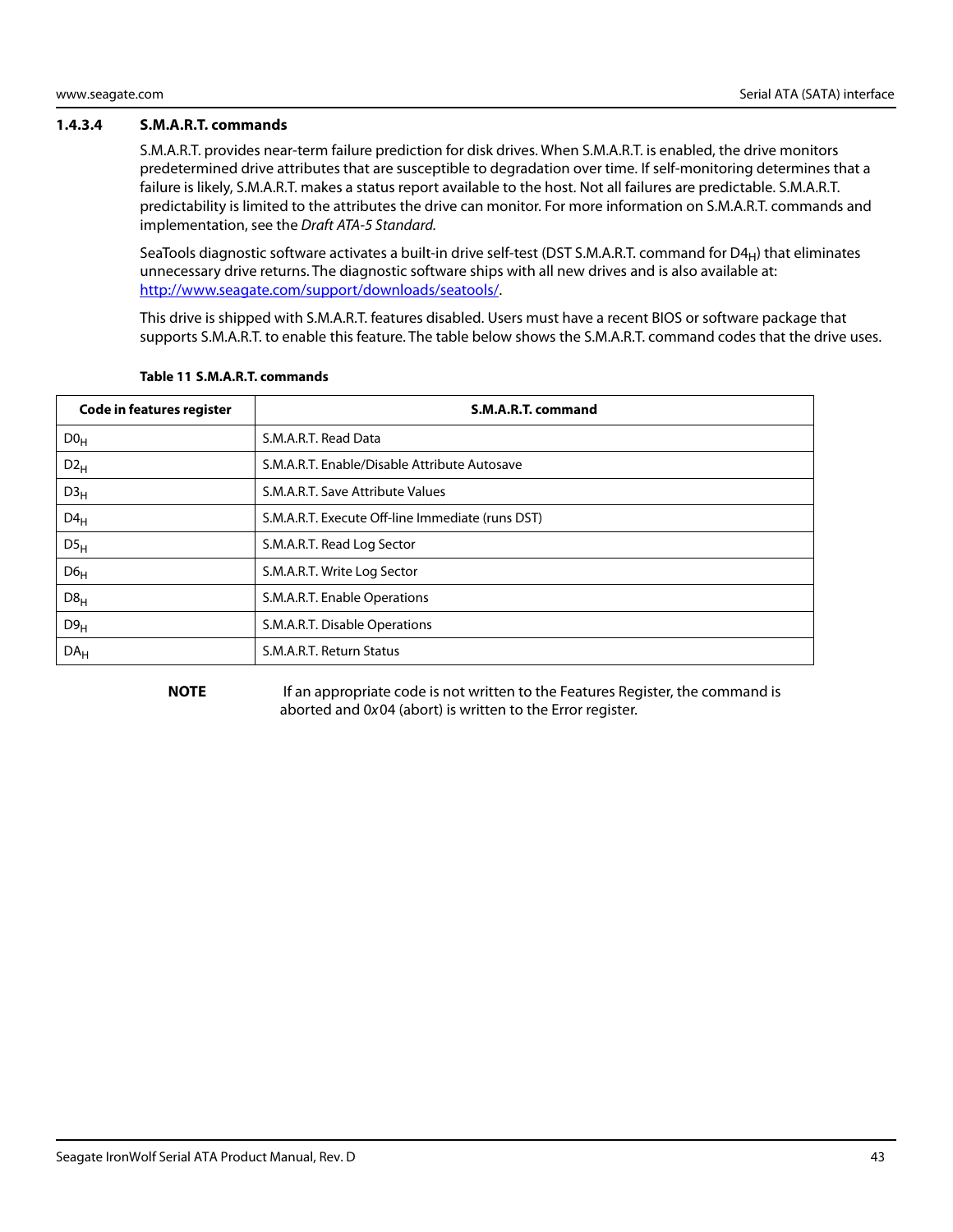#### 1.4.3.4 S.M.A.R.T. commands

S.M.A.R.T. provides near-term failure prediction for disk drives. When S.M.A.R.T. is enabled, the drive monitors predetermined drive attributes that are susceptible to degradation over time. If self-monitoring determines that a failure is likely, S.M.A.R.T. makes a status report available to the host. Not all failures are predictable. S.M.A.R.T. predictability is limited to the attributes the drive can monitor. For more information on S.M.A.R.T. commands and implementation, see the *Draft ATA-5 Standard*.

SeaTools diagnostic software activates a built-in drive self-test (DST S.M.A.R.T. command for $D4_H$) that eliminates unnecessary drive returns. The diagnostic software ships with all new drives and is also available at: http://www.seagate.com/support/downloads/seatools/.

This drive is shipped with S.M.A.R.T. features disabled. Users must have a recent BIOS or software package that supports S.M.A.R.T. to enable this feature. The table below shows the S.M.A.R.T. command codes that the drive uses.

**Table 11 S.M.A.R.T. commands**

| Code in features register | S.M.A.R.T. command |
|---|---|
| $D0_H$ | S.M.A.R.T. Read Data |
| $D2_H$ | S.M.A.R.T. Enable/Disable Attribute Autosave |
| $D3_H$ | S.M.A.R.T. Save Attribute Values |
| $D4_H$ | S.M.A.R.T. Execute Off-line Immediate (runs DST) |
| $D5_H$ | S.M.A.R.T. Read Log Sector |
| $D6_H$ | S.M.A.R.T. Write Log Sector |
| $D8_H$ | S.M.A.R.T. Enable Operations |
| $D9_H$ | S.M.A.R.T. Disable Operations |
| $DA_H$ | S.M.A.R.T. Return Status |

**NOTE** If an appropriate code is not written to the Features Register, the command is aborted and 0*x*04 (abort) is written to the Error register.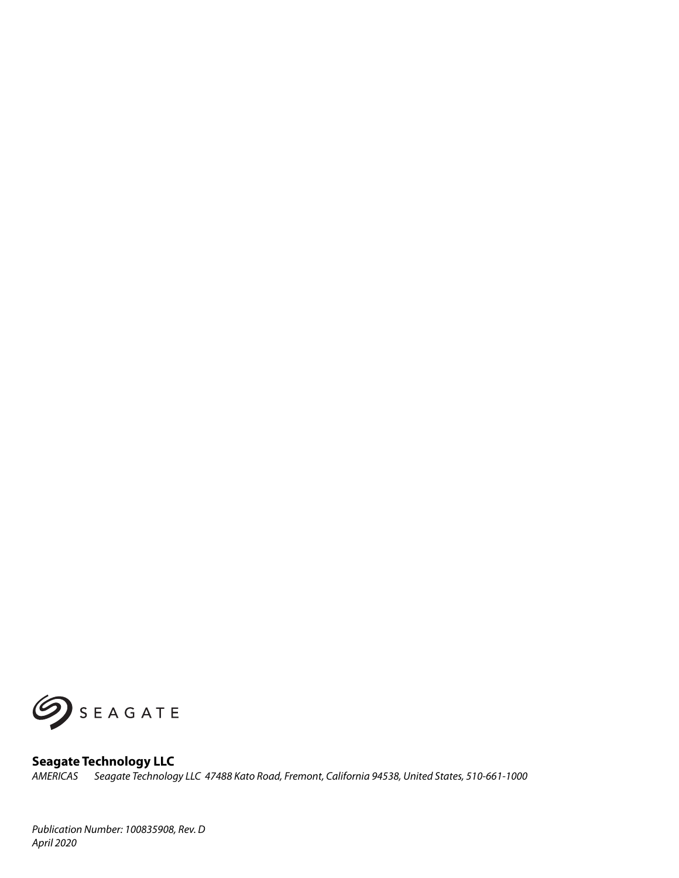SEAGATE

**Seagate Technology LLC**

*AMERICAS Seagate Technology LLC 47488 Kato Road, Fremont, California 94538, United States, 510-661-1000*

*Publication Number: 100835908, Rev. D*
*April 2020*